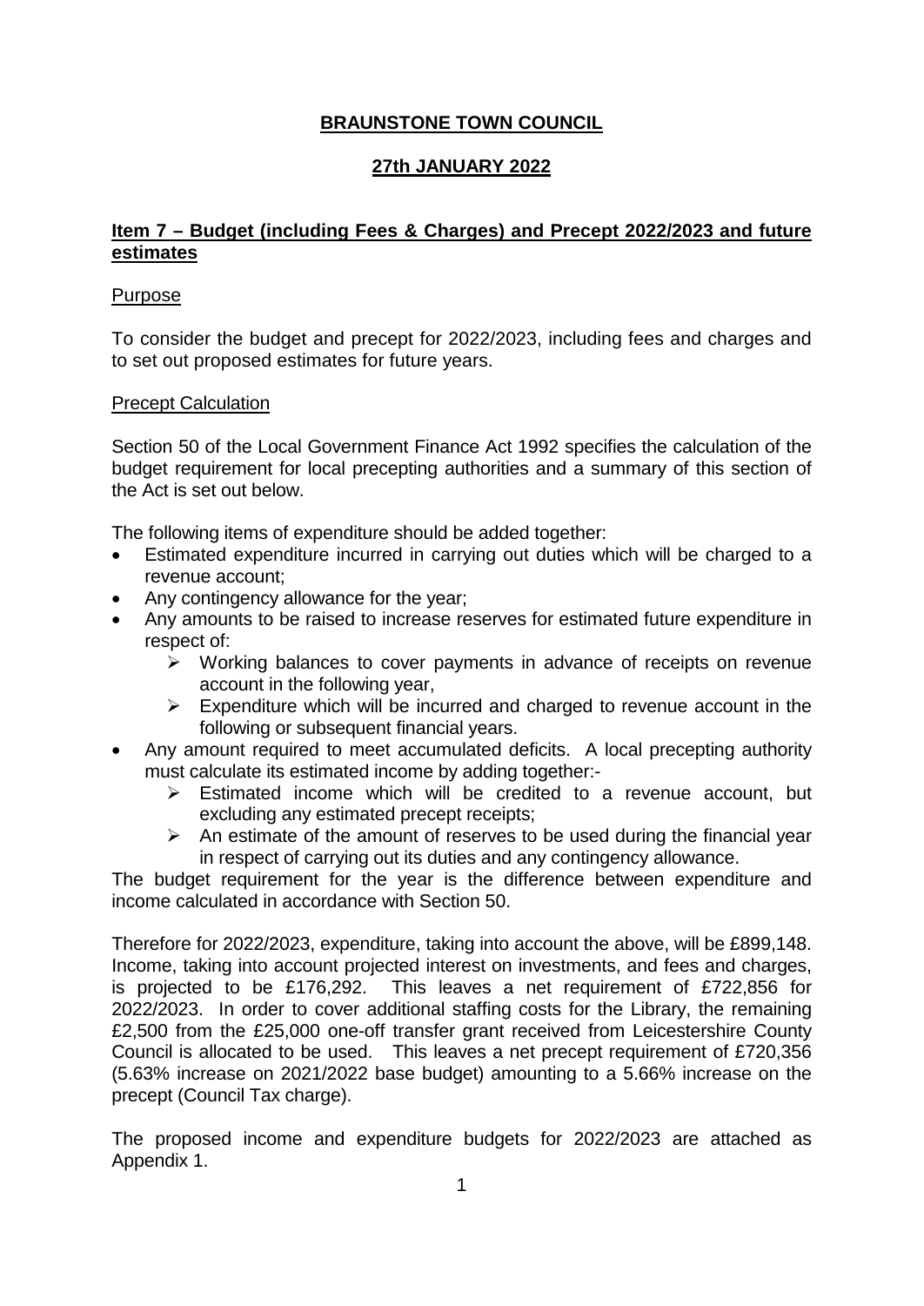# BRAUNSTONE TOWN COUNCIL

## 27th JANUARY 2022

## Item 7 – Budget (including Fees & Charges) and Precept 2022/2023 and future estimates

### Purpose

To consider the budget and precept for 2022/2023, including fees and charges and to set out proposed estimates for future years.

### Precept Calculation

Section 50 of the Local Government Finance Act 1992 specifies the calculation of the budget requirement for local precepting authorities and a summary of this section of the Act is set out below.

The following items of expenditure should be added together:

- Estimated expenditure incurred in carrying out duties which will be charged to a revenue account;
- Any contingency allowance for the year;
- Any amounts to be raised to increase reserves for estimated future expenditure in respect of:
  - Working balances to cover payments in advance of receipts on revenue account in the following year,
  - Expenditure which will be incurred and charged to revenue account in the following or subsequent financial years.
- Any amount required to meet accumulated deficits. A local precepting authority must calculate its estimated income by adding together:-
  - Estimated income which will be credited to a revenue account, but excluding any estimated precept receipts;
  - An estimate of the amount of reserves to be used during the financial year in respect of carrying out its duties and any contingency allowance.

The budget requirement for the year is the difference between expenditure and income calculated in accordance with Section 50.

Therefore for 2022/2023, expenditure, taking into account the above, will be £899,148. Income, taking into account projected interest on investments, and fees and charges, is projected to be £176,292. This leaves a net requirement of £722,856 for 2022/2023. In order to cover additional staffing costs for the Library, the remaining £2,500 from the £25,000 one-off transfer grant received from Leicestershire County Council is allocated to be used. This leaves a net precept requirement of £720,356 (5.63% increase on 2021/2022 base budget) amounting to a 5.66% increase on the precept (Council Tax charge).

The proposed income and expenditure budgets for 2022/2023 are attached as Appendix 1.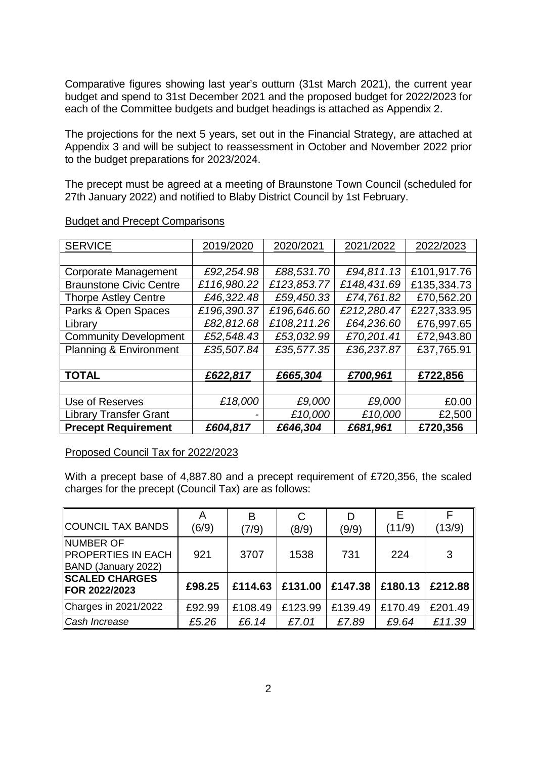Comparative figures showing last year's outturn (31st March 2021), the current year budget and spend to 31st December 2021 and the proposed budget for 2022/2023 for each of the Committee budgets and budget headings is attached as Appendix 2.

The projections for the next 5 years, set out in the Financial Strategy, are attached at Appendix 3 and will be subject to reassessment in October and November 2022 prior to the budget preparations for 2023/2024.

The precept must be agreed at a meeting of Braunstone Town Council (scheduled for 27th January 2022) and notified to Blaby District Council by 1st February.

Budget and Precept Comparisons

| SERVICE | 2019/2020 | 2020/2021 | 2021/2022 | 2022/2023 |
|---|---|---|---|---|
| | | | | |
| Corporate Management | *£92,254.98* | *£88,531.70* | *£94,811.13* | £101,917.76 |
| Braunstone Civic Centre | *£116,980.22* | *£123,853.77* | *£148,431.69* | £135,334.73 |
| Thorpe Astley Centre | *£46,322.48* | *£59,450.33* | *£74,761.82* | £70,562.20 |
| Parks & Open Spaces | *£196,390.37* | *£196,646.60* | *£212,280.47* | £227,333.95 |
| Library | *£82,812.68* | *£108,211.26* | *£64,236.60* | £76,997.65 |
| Community Development | *£52,548.43* | *£53,032.99* | *£70,201.41* | £72,943.80 |
| Planning & Environment | *£35,507.84* | *£35,577.35* | *£36,237.87* | £37,765.91 |
| | | | | |
| **TOTAL** | ***£622,817*** | ***£665,304*** | ***£700,961*** | **£722,856** |
| | | | | |
| Use of Reserves | *£18,000* | *£9,000* | *£9,000* | £0.00 |
| Library Transfer Grant | - | *£10,000* | *£10,000* | £2,500 |
| **Precept Requirement** | ***£604,817*** | ***£646,304*** | ***£681,961*** | **£720,356** |

Proposed Council Tax for 2022/2023

With a precept base of 4,887.80 and a precept requirement of £720,356, the scaled charges for the precept (Council Tax) are as follows:

| COUNCIL TAX BANDS | A (6/9) | B (7/9) | C (8/9) | D (9/9) | E (11/9) | F (13/9) |
|---|---|---|---|---|---|---|
| NUMBER OF PROPERTIES IN EACH BAND (January 2022) | 921 | 3707 | 1538 | 731 | 224 | 3 |
| **SCALED CHARGES FOR 2022/2023** | **£98.25** | **£114.63** | **£131.00** | **£147.38** | **£180.13** | **£212.88** |
| Charges in 2021/2022 | £92.99 | £108.49 | £123.99 | £139.49 | £170.49 | £201.49 |
| *Cash Increase* | *£5.26* | *£6.14* | *£7.01* | *£7.89* | *£9.64* | *£11.39* |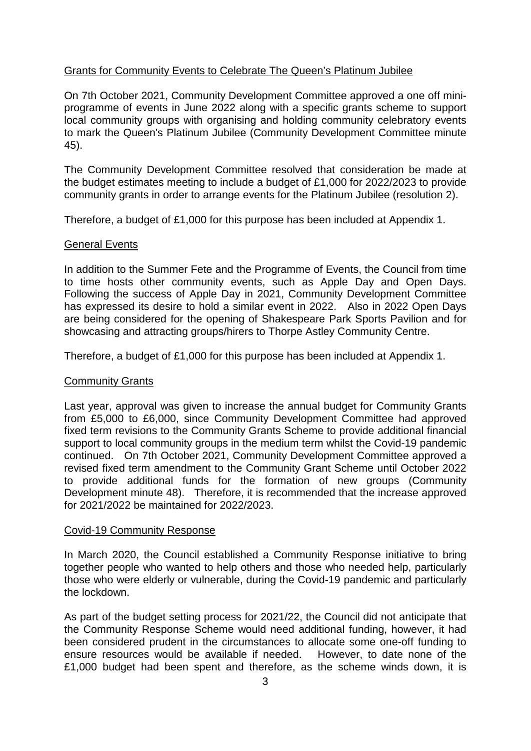<u>Grants for Community Events to Celebrate The Queen's Platinum Jubilee</u>

On 7th October 2021, Community Development Committee approved a one off mini-programme of events in June 2022 along with a specific grants scheme to support local community groups with organising and holding community celebratory events to mark the Queen's Platinum Jubilee (Community Development Committee minute 45).

The Community Development Committee resolved that consideration be made at the budget estimates meeting to include a budget of £1,000 for 2022/2023 to provide community grants in order to arrange events for the Platinum Jubilee (resolution 2).

Therefore, a budget of £1,000 for this purpose has been included at Appendix 1.

<u>General Events</u>

In addition to the Summer Fete and the Programme of Events, the Council from time to time hosts other community events, such as Apple Day and Open Days. Following the success of Apple Day in 2021, Community Development Committee has expressed its desire to hold a similar event in 2022. Also in 2022 Open Days are being considered for the opening of Shakespeare Park Sports Pavilion and for showcasing and attracting groups/hirers to Thorpe Astley Community Centre.

Therefore, a budget of £1,000 for this purpose has been included at Appendix 1.

<u>Community Grants</u>

Last year, approval was given to increase the annual budget for Community Grants from £5,000 to £6,000, since Community Development Committee had approved fixed term revisions to the Community Grants Scheme to provide additional financial support to local community groups in the medium term whilst the Covid-19 pandemic continued. On 7th October 2021, Community Development Committee approved a revised fixed term amendment to the Community Grant Scheme until October 2022 to provide additional funds for the formation of new groups (Community Development minute 48). Therefore, it is recommended that the increase approved for 2021/2022 be maintained for 2022/2023.

<u>Covid-19 Community Response</u>

In March 2020, the Council established a Community Response initiative to bring together people who wanted to help others and those who needed help, particularly those who were elderly or vulnerable, during the Covid-19 pandemic and particularly the lockdown.

As part of the budget setting process for 2021/22, the Council did not anticipate that the Community Response Scheme would need additional funding, however, it had been considered prudent in the circumstances to allocate some one-off funding to ensure resources would be available if needed. However, to date none of the £1,000 budget had been spent and therefore, as the scheme winds down, it is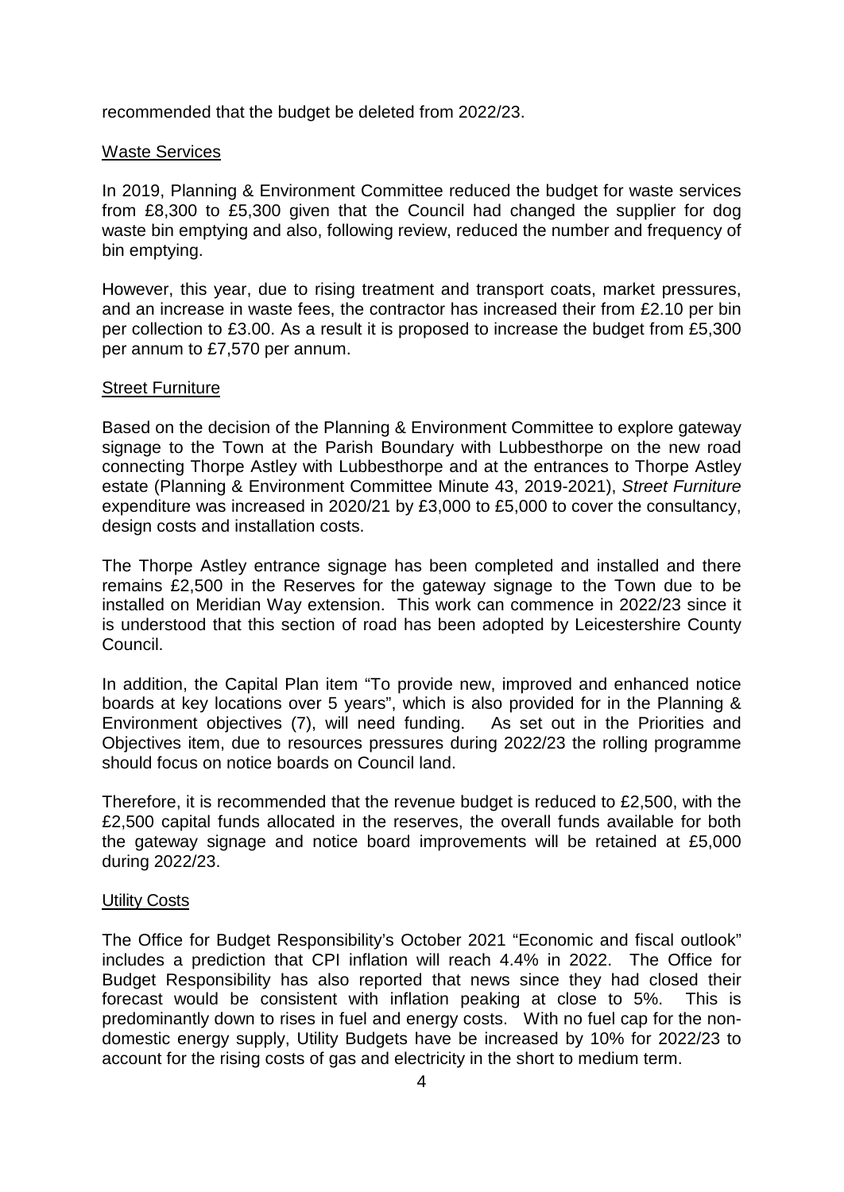recommended that the budget be deleted from 2022/23.

## Waste Services

In 2019, Planning & Environment Committee reduced the budget for waste services from £8,300 to £5,300 given that the Council had changed the supplier for dog waste bin emptying and also, following review, reduced the number and frequency of bin emptying.

However, this year, due to rising treatment and transport coats, market pressures, and an increase in waste fees, the contractor has increased their from £2.10 per bin per collection to £3.00. As a result it is proposed to increase the budget from £5,300 per annum to £7,570 per annum.

## Street Furniture

Based on the decision of the Planning & Environment Committee to explore gateway signage to the Town at the Parish Boundary with Lubbesthorpe on the new road connecting Thorpe Astley with Lubbesthorpe and at the entrances to Thorpe Astley estate (Planning & Environment Committee Minute 43, 2019-2021), *Street Furniture* expenditure was increased in 2020/21 by £3,000 to £5,000 to cover the consultancy, design costs and installation costs.

The Thorpe Astley entrance signage has been completed and installed and there remains £2,500 in the Reserves for the gateway signage to the Town due to be installed on Meridian Way extension. This work can commence in 2022/23 since it is understood that this section of road has been adopted by Leicestershire County Council.

In addition, the Capital Plan item "To provide new, improved and enhanced notice boards at key locations over 5 years", which is also provided for in the Planning & Environment objectives (7), will need funding. As set out in the Priorities and Objectives item, due to resources pressures during 2022/23 the rolling programme should focus on notice boards on Council land.

Therefore, it is recommended that the revenue budget is reduced to £2,500, with the £2,500 capital funds allocated in the reserves, the overall funds available for both the gateway signage and notice board improvements will be retained at £5,000 during 2022/23.

## Utility Costs

The Office for Budget Responsibility's October 2021 "Economic and fiscal outlook" includes a prediction that CPI inflation will reach 4.4% in 2022. The Office for Budget Responsibility has also reported that news since they had closed their forecast would be consistent with inflation peaking at close to 5%. This is predominantly down to rises in fuel and energy costs. With no fuel cap for the non-domestic energy supply, Utility Budgets have be increased by 10% for 2022/23 to account for the rising costs of gas and electricity in the short to medium term.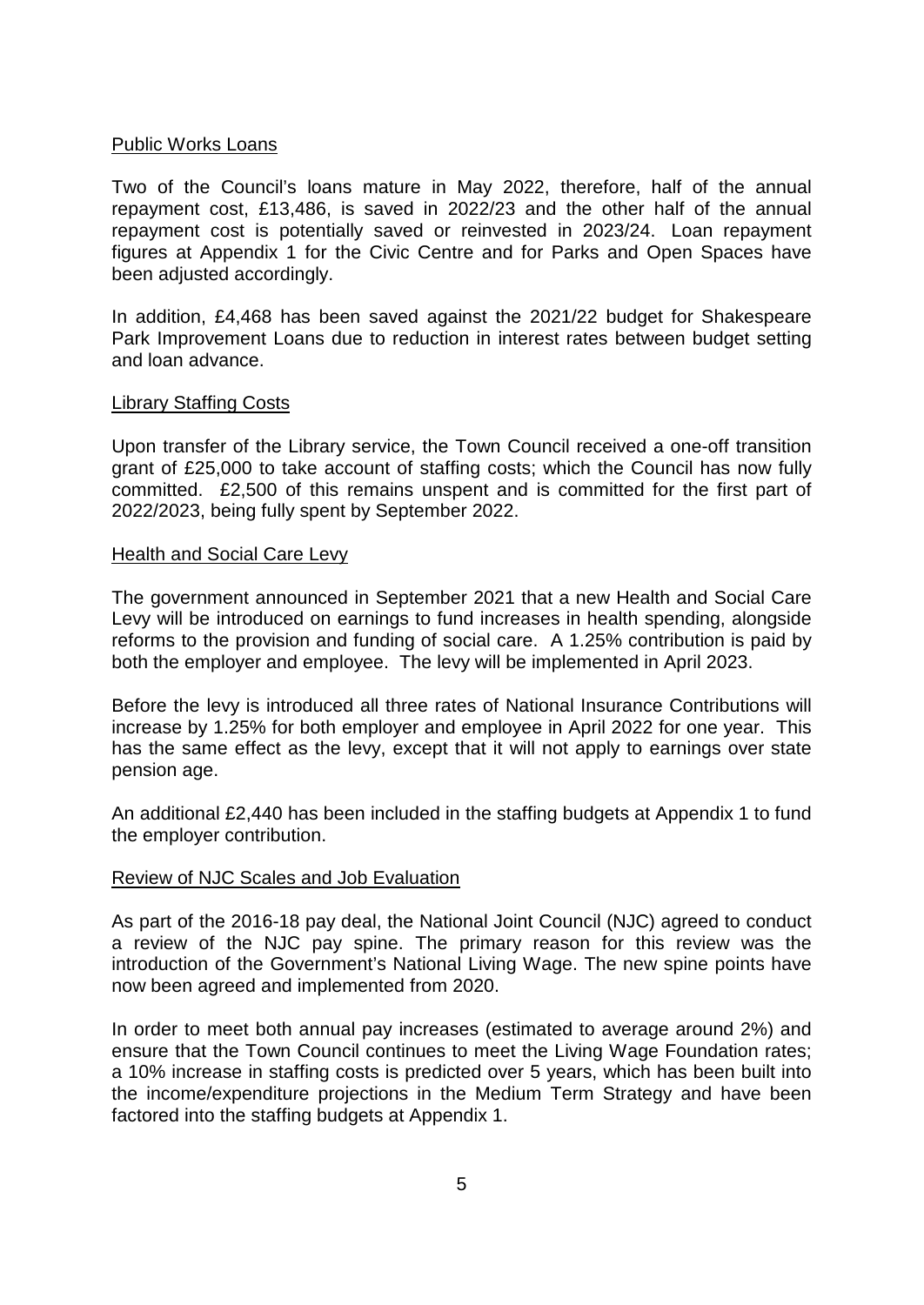## Public Works Loans

Two of the Council's loans mature in May 2022, therefore, half of the annual repayment cost, £13,486, is saved in 2022/23 and the other half of the annual repayment cost is potentially saved or reinvested in 2023/24. Loan repayment figures at Appendix 1 for the Civic Centre and for Parks and Open Spaces have been adjusted accordingly.

In addition, £4,468 has been saved against the 2021/22 budget for Shakespeare Park Improvement Loans due to reduction in interest rates between budget setting and loan advance.

## Library Staffing Costs

Upon transfer of the Library service, the Town Council received a one-off transition grant of £25,000 to take account of staffing costs; which the Council has now fully committed. £2,500 of this remains unspent and is committed for the first part of 2022/2023, being fully spent by September 2022.

## Health and Social Care Levy

The government announced in September 2021 that a new Health and Social Care Levy will be introduced on earnings to fund increases in health spending, alongside reforms to the provision and funding of social care. A 1.25% contribution is paid by both the employer and employee. The levy will be implemented in April 2023.

Before the levy is introduced all three rates of National Insurance Contributions will increase by 1.25% for both employer and employee in April 2022 for one year. This has the same effect as the levy, except that it will not apply to earnings over state pension age.

An additional £2,440 has been included in the staffing budgets at Appendix 1 to fund the employer contribution.

## Review of NJC Scales and Job Evaluation

As part of the 2016-18 pay deal, the National Joint Council (NJC) agreed to conduct a review of the NJC pay spine. The primary reason for this review was the introduction of the Government's National Living Wage. The new spine points have now been agreed and implemented from 2020.

In order to meet both annual pay increases (estimated to average around 2%) and ensure that the Town Council continues to meet the Living Wage Foundation rates; a 10% increase in staffing costs is predicted over 5 years, which has been built into the income/expenditure projections in the Medium Term Strategy and have been factored into the staffing budgets at Appendix 1.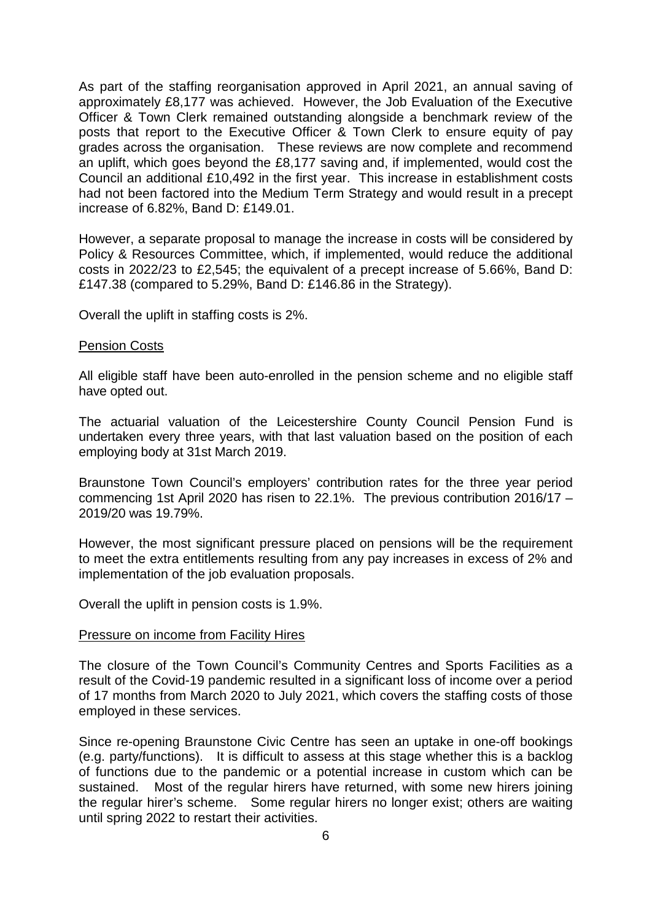As part of the staffing reorganisation approved in April 2021, an annual saving of approximately £8,177 was achieved. However, the Job Evaluation of the Executive Officer & Town Clerk remained outstanding alongside a benchmark review of the posts that report to the Executive Officer & Town Clerk to ensure equity of pay grades across the organisation. These reviews are now complete and recommend an uplift, which goes beyond the £8,177 saving and, if implemented, would cost the Council an additional £10,492 in the first year. This increase in establishment costs had not been factored into the Medium Term Strategy and would result in a precept increase of 6.82%, Band D: £149.01.

However, a separate proposal to manage the increase in costs will be considered by Policy & Resources Committee, which, if implemented, would reduce the additional costs in 2022/23 to £2,545; the equivalent of a precept increase of 5.66%, Band D: £147.38 (compared to 5.29%, Band D: £146.86 in the Strategy).

Overall the uplift in staffing costs is 2%.

<u>Pension Costs</u>

All eligible staff have been auto-enrolled in the pension scheme and no eligible staff have opted out.

The actuarial valuation of the Leicestershire County Council Pension Fund is undertaken every three years, with that last valuation based on the position of each employing body at 31st March 2019.

Braunstone Town Council's employers' contribution rates for the three year period commencing 1st April 2020 has risen to 22.1%. The previous contribution 2016/17 – 2019/20 was 19.79%.

However, the most significant pressure placed on pensions will be the requirement to meet the extra entitlements resulting from any pay increases in excess of 2% and implementation of the job evaluation proposals.

Overall the uplift in pension costs is 1.9%.

<u>Pressure on income from Facility Hires</u>

The closure of the Town Council's Community Centres and Sports Facilities as a result of the Covid-19 pandemic resulted in a significant loss of income over a period of 17 months from March 2020 to July 2021, which covers the staffing costs of those employed in these services.

Since re-opening Braunstone Civic Centre has seen an uptake in one-off bookings (e.g. party/functions). It is difficult to assess at this stage whether this is a backlog of functions due to the pandemic or a potential increase in custom which can be sustained. Most of the regular hirers have returned, with some new hirers joining the regular hirer's scheme. Some regular hirers no longer exist; others are waiting until spring 2022 to restart their activities.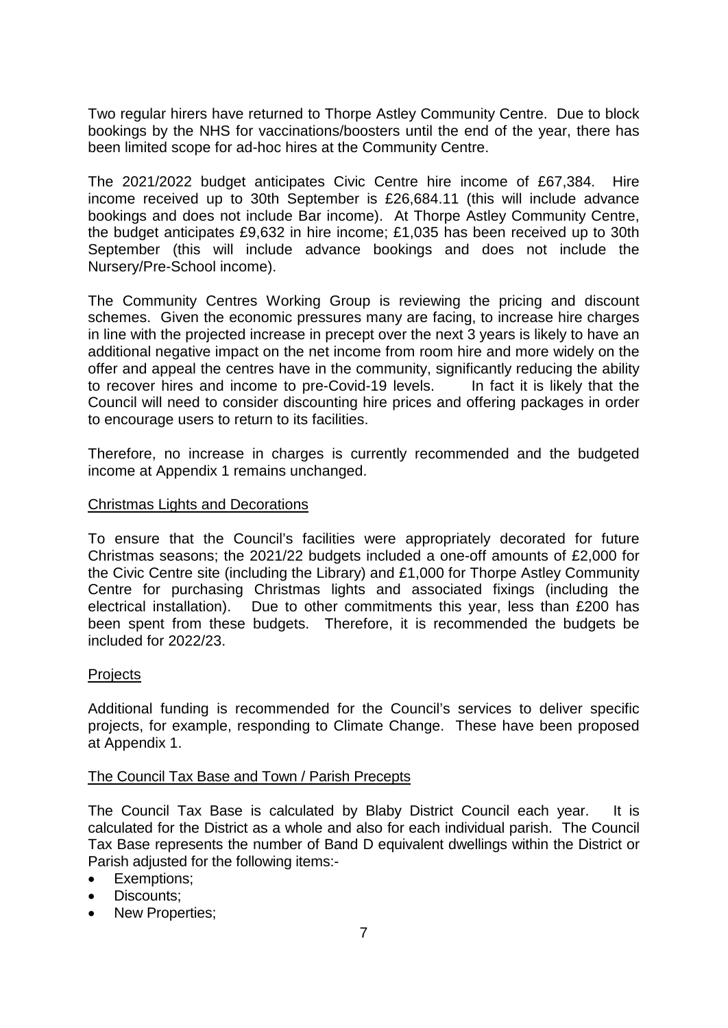Two regular hirers have returned to Thorpe Astley Community Centre. Due to block bookings by the NHS for vaccinations/boosters until the end of the year, there has been limited scope for ad-hoc hires at the Community Centre.

The 2021/2022 budget anticipates Civic Centre hire income of £67,384. Hire income received up to 30th September is £26,684.11 (this will include advance bookings and does not include Bar income). At Thorpe Astley Community Centre, the budget anticipates £9,632 in hire income; £1,035 has been received up to 30th September (this will include advance bookings and does not include the Nursery/Pre-School income).

The Community Centres Working Group is reviewing the pricing and discount schemes. Given the economic pressures many are facing, to increase hire charges in line with the projected increase in precept over the next 3 years is likely to have an additional negative impact on the net income from room hire and more widely on the offer and appeal the centres have in the community, significantly reducing the ability to recover hires and income to pre-Covid-19 levels. In fact it is likely that the Council will need to consider discounting hire prices and offering packages in order to encourage users to return to its facilities.

Therefore, no increase in charges is currently recommended and the budgeted income at Appendix 1 remains unchanged.

## Christmas Lights and Decorations

To ensure that the Council's facilities were appropriately decorated for future Christmas seasons; the 2021/22 budgets included a one-off amounts of £2,000 for the Civic Centre site (including the Library) and £1,000 for Thorpe Astley Community Centre for purchasing Christmas lights and associated fixings (including the electrical installation). Due to other commitments this year, less than £200 has been spent from these budgets. Therefore, it is recommended the budgets be included for 2022/23.

## Projects

Additional funding is recommended for the Council's services to deliver specific projects, for example, responding to Climate Change. These have been proposed at Appendix 1.

## The Council Tax Base and Town / Parish Precepts

The Council Tax Base is calculated by Blaby District Council each year. It is calculated for the District as a whole and also for each individual parish. The Council Tax Base represents the number of Band D equivalent dwellings within the District or Parish adjusted for the following items:-

- Exemptions;
- Discounts;
- New Properties;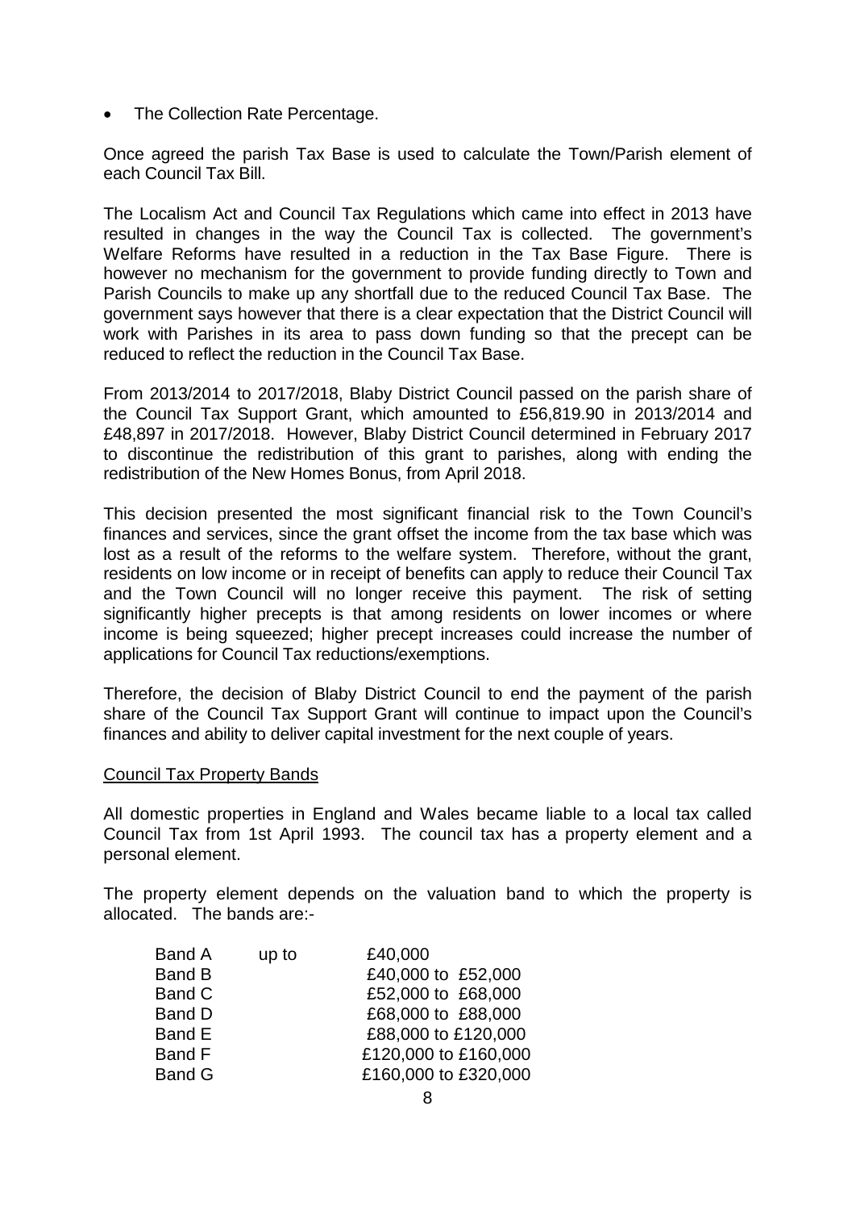- The Collection Rate Percentage.

Once agreed the parish Tax Base is used to calculate the Town/Parish element of each Council Tax Bill.

The Localism Act and Council Tax Regulations which came into effect in 2013 have resulted in changes in the way the Council Tax is collected. The government's Welfare Reforms have resulted in a reduction in the Tax Base Figure. There is however no mechanism for the government to provide funding directly to Town and Parish Councils to make up any shortfall due to the reduced Council Tax Base. The government says however that there is a clear expectation that the District Council will work with Parishes in its area to pass down funding so that the precept can be reduced to reflect the reduction in the Council Tax Base.

From 2013/2014 to 2017/2018, Blaby District Council passed on the parish share of the Council Tax Support Grant, which amounted to £56,819.90 in 2013/2014 and £48,897 in 2017/2018. However, Blaby District Council determined in February 2017 to discontinue the redistribution of this grant to parishes, along with ending the redistribution of the New Homes Bonus, from April 2018.

This decision presented the most significant financial risk to the Town Council's finances and services, since the grant offset the income from the tax base which was lost as a result of the reforms to the welfare system. Therefore, without the grant, residents on low income or in receipt of benefits can apply to reduce their Council Tax and the Town Council will no longer receive this payment. The risk of setting significantly higher precepts is that among residents on lower incomes or where income is being squeezed; higher precept increases could increase the number of applications for Council Tax reductions/exemptions.

Therefore, the decision of Blaby District Council to end the payment of the parish share of the Council Tax Support Grant will continue to impact upon the Council's finances and ability to deliver capital investment for the next couple of years.

## Council Tax Property Bands

All domestic properties in England and Wales became liable to a local tax called Council Tax from 1st April 1993. The council tax has a property element and a personal element.

The property element depends on the valuation band to which the property is allocated. The bands are:-

| | | |
|---|---|---|
| Band A | up to | £40,000 |
| Band B | | £40,000 to £52,000 |
| Band C | | £52,000 to £68,000 |
| Band D | | £68,000 to £88,000 |
| Band E | | £88,000 to £120,000 |
| Band F | | £120,000 to £160,000 |
| Band G | | £160,000 to £320,000 |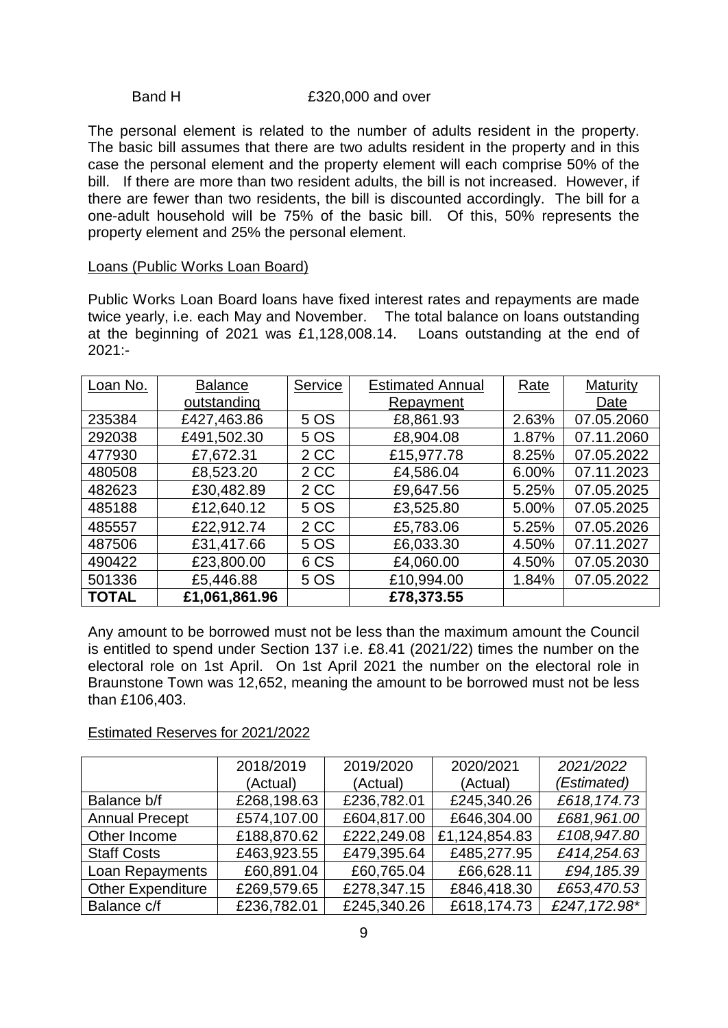Band H £320,000 and over

The personal element is related to the number of adults resident in the property. The basic bill assumes that there are two adults resident in the property and in this case the personal element and the property element will each comprise 50% of the bill. If there are more than two resident adults, the bill is not increased. However, if there are fewer than two residents, the bill is discounted accordingly. The bill for a one-adult household will be 75% of the basic bill. Of this, 50% represents the property element and 25% the personal element.

Loans (Public Works Loan Board)

Public Works Loan Board loans have fixed interest rates and repayments are made twice yearly, i.e. each May and November. The total balance on loans outstanding at the beginning of 2021 was £1,128,008.14. Loans outstanding at the end of 2021:-

| Loan No. | Balance outstanding | Service | Estimated Annual Repayment | Rate | Maturity Date |
|---|---|---|---|---|---|
| 235384 | £427,463.86 | 5 OS | £8,861.93 | 2.63% | 07.05.2060 |
| 292038 | £491,502.30 | 5 OS | £8,904.08 | 1.87% | 07.11.2060 |
| 477930 | £7,672.31 | 2 CC | £15,977.78 | 8.25% | 07.05.2022 |
| 480508 | £8,523.20 | 2 CC | £4,586.04 | 6.00% | 07.11.2023 |
| 482623 | £30,482.89 | 2 CC | £9,647.56 | 5.25% | 07.05.2025 |
| 485188 | £12,640.12 | 5 OS | £3,525.80 | 5.00% | 07.05.2025 |
| 485557 | £22,912.74 | 2 CC | £5,783.06 | 5.25% | 07.05.2026 |
| 487506 | £31,417.66 | 5 OS | £6,033.30 | 4.50% | 07.11.2027 |
| 490422 | £23,800.00 | 6 CS | £4,060.00 | 4.50% | 07.05.2030 |
| 501336 | £5,446.88 | 5 OS | £10,994.00 | 1.84% | 07.05.2022 |
| **TOTAL** | **£1,061,861.96** | | **£78,373.55** | | |

Any amount to be borrowed must not be less than the maximum amount the Council is entitled to spend under Section 137 i.e. £8.41 (2021/22) times the number on the electoral role on 1st April. On 1st April 2021 the number on the electoral role in Braunstone Town was 12,652, meaning the amount to be borrowed must not be less than £106,403.

Estimated Reserves for 2021/2022

| | 2018/2019 (Actual) | 2019/2020 (Actual) | 2020/2021 (Actual) | *2021/2022 (Estimated)* |
|---|---|---|---|---|
| Balance b/f | £268,198.63 | £236,782.01 | £245,340.26 | *£618,174.73* |
| Annual Precept | £574,107.00 | £604,817.00 | £646,304.00 | *£681,961.00* |
| Other Income | £188,870.62 | £222,249.08 | £1,124,854.83 | *£108,947.80* |
| Staff Costs | £463,923.55 | £479,395.64 | £485,277.95 | *£414,254.63* |
| Loan Repayments | £60,891.04 | £60,765.04 | £66,628.11 | *£94,185.39* |
| Other Expenditure | £269,579.65 | £278,347.15 | £846,418.30 | *£653,470.53* |
| Balance c/f | £236,782.01 | £245,340.26 | £618,174.73 | *£247,172.98** |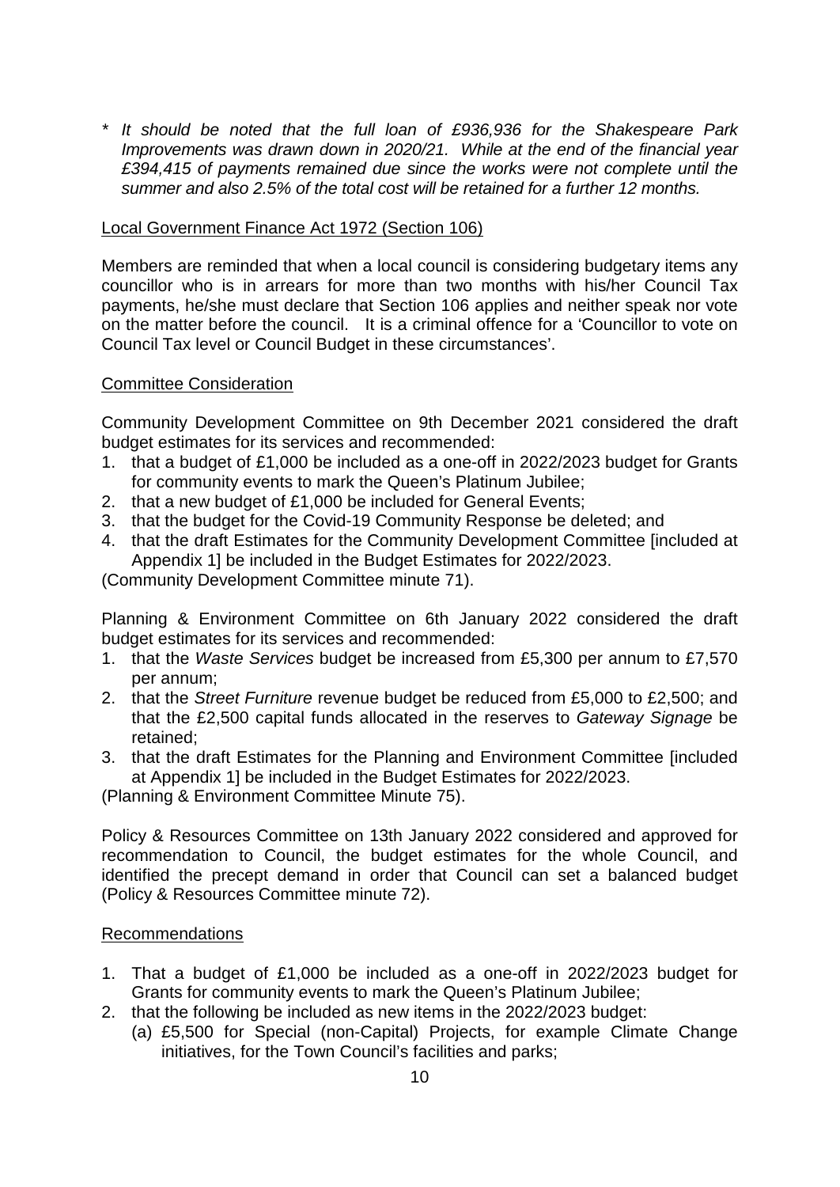\* *It should be noted that the full loan of £936,936 for the Shakespeare Park Improvements was drawn down in 2020/21. While at the end of the financial year £394,415 of payments remained due since the works were not complete until the summer and also 2.5% of the total cost will be retained for a further 12 months.*

Local Government Finance Act 1972 (Section 106)

Members are reminded that when a local council is considering budgetary items any councillor who is in arrears for more than two months with his/her Council Tax payments, he/she must declare that Section 106 applies and neither speak nor vote on the matter before the council. It is a criminal offence for a 'Councillor to vote on Council Tax level or Council Budget in these circumstances'.

Committee Consideration

Community Development Committee on 9th December 2021 considered the draft budget estimates for its services and recommended:

1. that a budget of £1,000 be included as a one-off in 2022/2023 budget for Grants for community events to mark the Queen's Platinum Jubilee;
2. that a new budget of £1,000 be included for General Events;
3. that the budget for the Covid-19 Community Response be deleted; and
4. that the draft Estimates for the Community Development Committee [included at Appendix 1] be included in the Budget Estimates for 2022/2023.

(Community Development Committee minute 71).

Planning & Environment Committee on 6th January 2022 considered the draft budget estimates for its services and recommended:

1. that the *Waste Services* budget be increased from £5,300 per annum to £7,570 per annum;
2. that the *Street Furniture* revenue budget be reduced from £5,000 to £2,500; and that the £2,500 capital funds allocated in the reserves to *Gateway Signage* be retained;
3. that the draft Estimates for the Planning and Environment Committee [included at Appendix 1] be included in the Budget Estimates for 2022/2023.

(Planning & Environment Committee Minute 75).

Policy & Resources Committee on 13th January 2022 considered and approved for recommendation to Council, the budget estimates for the whole Council, and identified the precept demand in order that Council can set a balanced budget (Policy & Resources Committee minute 72).

Recommendations

1. That a budget of £1,000 be included as a one-off in 2022/2023 budget for Grants for community events to mark the Queen's Platinum Jubilee;
2. that the following be included as new items in the 2022/2023 budget:
   (a) £5,500 for Special (non-Capital) Projects, for example Climate Change initiatives, for the Town Council's facilities and parks;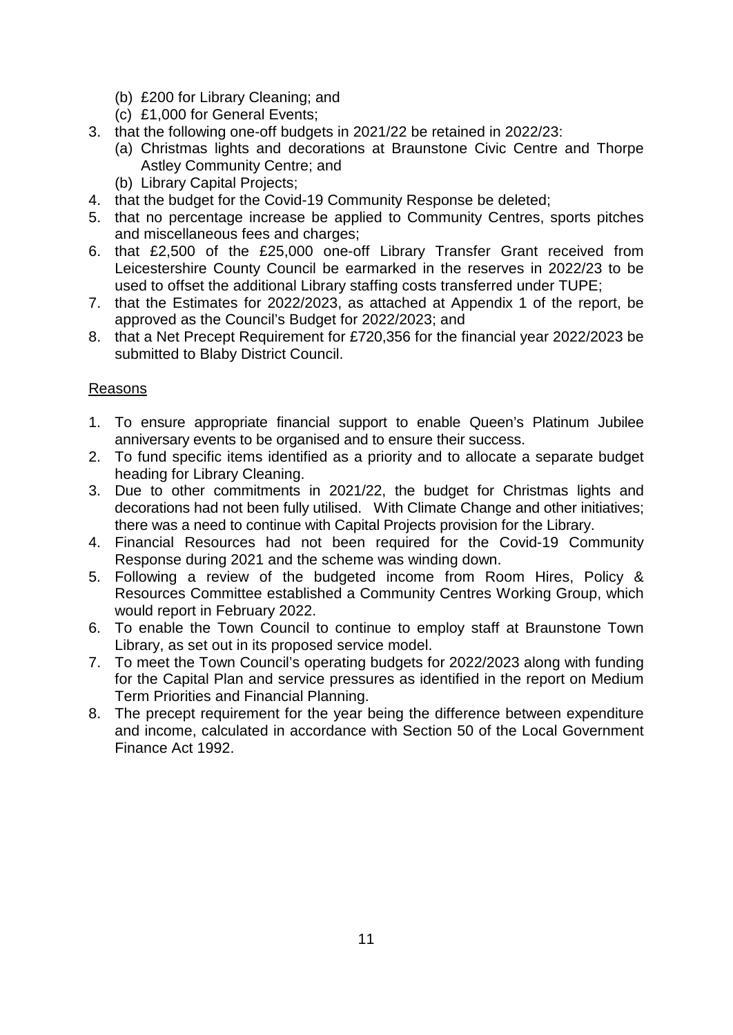(b) £200 for Library Cleaning; and
   (c) £1,000 for General Events;

3. that the following one-off budgets in 2021/22 be retained in 2022/23:
   (a) Christmas lights and decorations at Braunstone Civic Centre and Thorpe Astley Community Centre; and
   (b) Library Capital Projects;
4. that the budget for the Covid-19 Community Response be deleted;
5. that no percentage increase be applied to Community Centres, sports pitches and miscellaneous fees and charges;
6. that £2,500 of the £25,000 one-off Library Transfer Grant received from Leicestershire County Council be earmarked in the reserves in 2022/23 to be used to offset the additional Library staffing costs transferred under TUPE;
7. that the Estimates for 2022/2023, as attached at Appendix 1 of the report, be approved as the Council's Budget for 2022/2023; and
8. that a Net Precept Requirement for £720,356 for the financial year 2022/2023 be submitted to Blaby District Council.

Reasons

1. To ensure appropriate financial support to enable Queen's Platinum Jubilee anniversary events to be organised and to ensure their success.
2. To fund specific items identified as a priority and to allocate a separate budget heading for Library Cleaning.
3. Due to other commitments in 2021/22, the budget for Christmas lights and decorations had not been fully utilised. With Climate Change and other initiatives; there was a need to continue with Capital Projects provision for the Library.
4. Financial Resources had not been required for the Covid-19 Community Response during 2021 and the scheme was winding down.
5. Following a review of the budgeted income from Room Hires, Policy & Resources Committee established a Community Centres Working Group, which would report in February 2022.
6. To enable the Town Council to continue to employ staff at Braunstone Town Library, as set out in its proposed service model.
7. To meet the Town Council's operating budgets for 2022/2023 along with funding for the Capital Plan and service pressures as identified in the report on Medium Term Priorities and Financial Planning.
8. The precept requirement for the year being the difference between expenditure and income, calculated in accordance with Section 50 of the Local Government Finance Act 1992.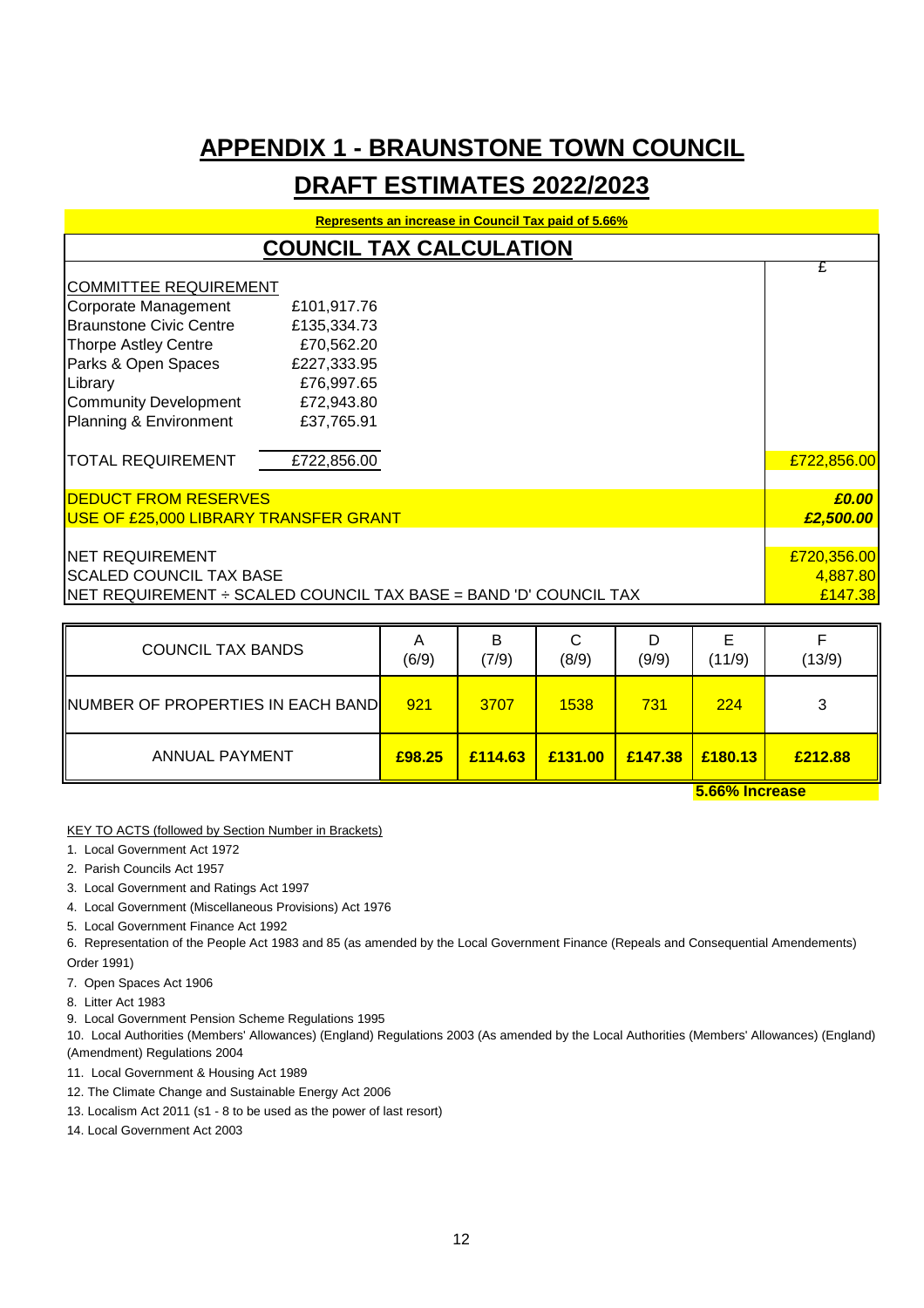# APPENDIX 1 - BRAUNSTONE TOWN COUNCIL

## DRAFT ESTIMATES 2022/2023

**Represents an increase in Council Tax paid of 5.66%**

## COUNCIL TAX CALCULATION

| | | £ |
|---|---|---|
| COMMITTEE REQUIREMENT | | |
| Corporate Management | £101,917.76 | |
| Braunstone Civic Centre | £135,334.73 | |
| Thorpe Astley Centre | £70,562.20 | |
| Parks & Open Spaces | £227,333.95 | |
| Library | £76,997.65 | |
| Community Development | £72,943.80 | |
| Planning & Environment | £37,765.91 | |
| TOTAL REQUIREMENT | £722,856.00 | £722,856.00 |
| DEDUCT FROM RESERVES | | ***£0.00*** |
| USE OF £25,000 LIBRARY TRANSFER GRANT | | ***£2,500.00*** |
| NET REQUIREMENT | | £720,356.00 |
| SCALED COUNCIL TAX BASE | | 4,887.80 |
| NET REQUIREMENT ÷ SCALED COUNCIL TAX BASE = BAND 'D' COUNCIL TAX | | £147.38 |

| COUNCIL TAX BANDS | A (6/9) | B (7/9) | C (8/9) | D (9/9) | E (11/9) | F (13/9) |
|---|---|---|---|---|---|---|
| NUMBER OF PROPERTIES IN EACH BAND | 921 | 3707 | 1538 | 731 | 224 | 3 |
| ANNUAL PAYMENT | **£98.25** | **£114.63** | **£131.00** | **£147.38** | **£180.13** | **£212.88** |

**5.66% Increase**

KEY TO ACTS (followed by Section Number in Brackets)

1. Local Government Act 1972
2. Parish Councils Act 1957
3. Local Government and Ratings Act 1997
4. Local Government (Miscellaneous Provisions) Act 1976
5. Local Government Finance Act 1992
6. Representation of the People Act 1983 and 85 (as amended by the Local Government Finance (Repeals and Consequential Amendements) Order 1991)
7. Open Spaces Act 1906
8. Litter Act 1983
9. Local Government Pension Scheme Regulations 1995
10. Local Authorities (Members' Allowances) (England) Regulations 2003 (As amended by the Local Authorities (Members' Allowances) (England) (Amendment) Regulations 2004
11. Local Government & Housing Act 1989
12. The Climate Change and Sustainable Energy Act 2006
13. Localism Act 2011 (s1 - 8 to be used as the power of last resort)
14. Local Government Act 2003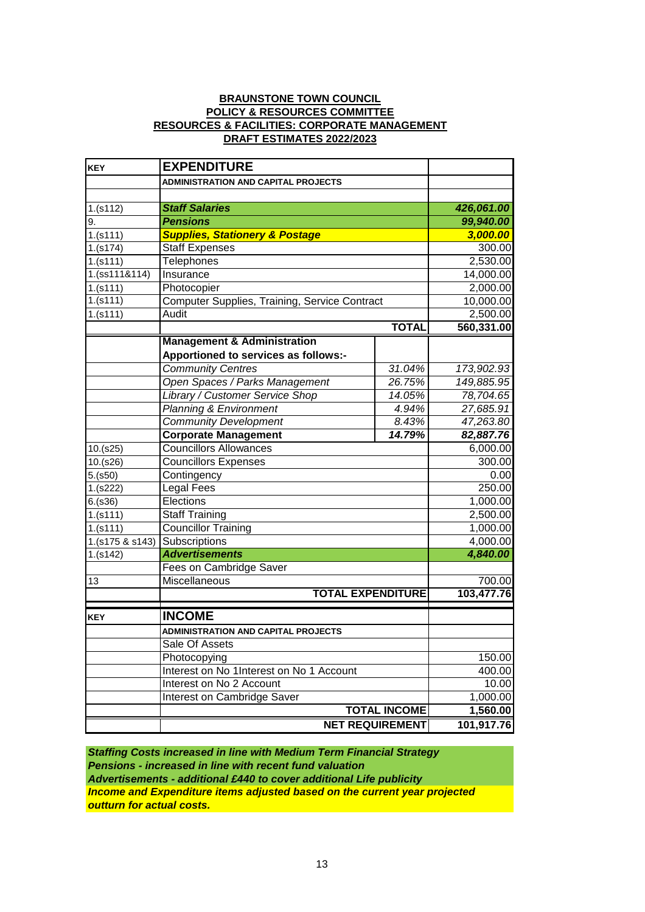**BRAUNSTONE TOWN COUNCIL**
**POLICY & RESOURCES COMMITTEE**
**RESOURCES & FACILITIES: CORPORATE MANAGEMENT**
**DRAFT ESTIMATES 2022/2023**

| KEY | EXPENDITURE | | |
|---|---|---|---|
| | ADMINISTRATION AND CAPITAL PROJECTS | | |
| | | | |
| 1.(s112) | ***Staff Salaries*** | | ***426,061.00*** |
| 9. | ***Pensions*** | | ***99,940.00*** |
| 1.(s111) | ***Supplies, Stationery & Postage*** | | ***3,000.00*** |
| 1.(s174) | Staff Expenses | | 300.00 |
| 1.(s111) | Telephones | | 2,530.00 |
| 1.(ss111&114) | Insurance | | 14,000.00 |
| 1.(s111) | Photocopier | | 2,000.00 |
| 1.(s111) | Computer Supplies, Training, Service Contract | | 10,000.00 |
| 1.(s111) | Audit | | 2,500.00 |
| | **TOTAL** | | **560,331.00** |
| | **Management & Administration Apportioned to services as follows:-** | | |
| | *Community Centres* | *31.04%* | *173,902.93* |
| | *Open Spaces / Parks Management* | *26.75%* | *149,885.95* |
| | *Library / Customer Service Shop* | *14.05%* | *78,704.65* |
| | *Planning & Environment* | *4.94%* | *27,685.91* |
| | *Community Development* | *8.43%* | *47,263.80* |
| | **Corporate Management** | ***14.79%*** | ***82,887.76*** |
| 10.(s25) | Councillors Allowances | | 6,000.00 |
| 10.(s26) | Councillors Expenses | | 300.00 |
| 5.(s50) | Contingency | | 0.00 |
| 1.(s222) | Legal Fees | | 250.00 |
| 6.(s36) | Elections | | 1,000.00 |
| 1.(s111) | Staff Training | | 2,500.00 |
| 1.(s111) | Councillor Training | | 1,000.00 |
| 1.(s175 & s143) | Subscriptions | | 4,000.00 |
| 1.(s142) | ***Advertisements*** | | ***4,840.00*** |
| | Fees on Cambridge Saver | | |
| 13 | Miscellaneous | | 700.00 |
| | **TOTAL EXPENDITURE** | | **103,477.76** |

| KEY | INCOME | |
|---|---|---|
| | ADMINISTRATION AND CAPITAL PROJECTS | |
| | Sale Of Assets | |
| | Photocopying | 150.00 |
| | Interest on No 1Interest on No 1 Account | 400.00 |
| | Interest on No 2 Account | 10.00 |
| | Interest on Cambridge Saver | 1,000.00 |
| | **TOTAL INCOME** | **1,560.00** |
| | **NET REQUIREMENT** | **101,917.76** |

***Staffing Costs increased in line with Medium Term Financial Strategy***
***Pensions - increased in line with recent fund valuation***
***Advertisements - additional £440 to cover additional Life publicity***
***Income and Expenditure items adjusted based on the current year projected outturn for actual costs.***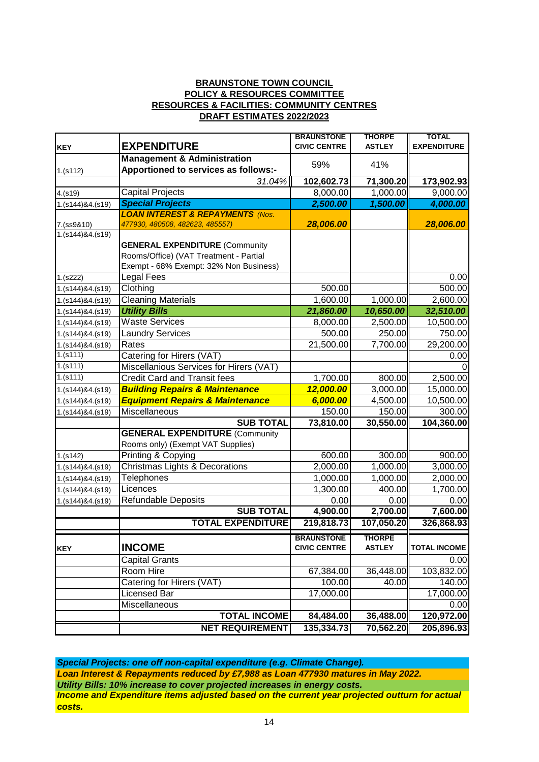**BRAUNSTONE TOWN COUNCIL**
**POLICY & RESOURCES COMMITTEE**
**RESOURCES & FACILITIES: COMMUNITY CENTRES**
**DRAFT ESTIMATES 2022/2023**

| KEY | EXPENDITURE | BRAUNSTONE CIVIC CENTRE | THORPE ASTLEY | TOTAL EXPENDITURE |
|---|---|---|---|---|
| 1.(s112) | **Management & Administration Apportioned to services as follows:-** | 59% | 41% | |
| | *31.04%* | **102,602.73** | **71,300.20** | **173,902.93** |
| 4.(s19) | Capital Projects | 8,000.00 | 1,000.00 | 9,000.00 |
| 1.(s144)&4.(s19) | ***Special Projects*** | ***2,500.00*** | ***1,500.00*** | ***4,000.00*** |
| 7.(ss9&10) | ***LOAN INTEREST & REPAYMENTS*** *(Nos. 477930, 480508, 482623, 485557)* | ***28,006.00*** | | ***28,006.00*** |
| 1.(s144)&4.(s19) | **GENERAL EXPENDITURE** (Community Rooms/Office) (VAT Treatment - Partial Exempt - 68% Exempt: 32% Non Business) | | | |
| 1.(s222) | Legal Fees | | | 0.00 |
| 1.(s144)&4.(s19) | Clothing | 500.00 | | 500.00 |
| 1.(s144)&4.(s19) | Cleaning Materials | 1,600.00 | 1,000.00 | 2,600.00 |
| 1.(s144)&4.(s19) | ***Utility Bills*** | ***21,860.00*** | ***10,650.00*** | ***32,510.00*** |
| 1.(s144)&4.(s19) | Waste Services | 8,000.00 | 2,500.00 | 10,500.00 |
| 1.(s144)&4.(s19) | Laundry Services | 500.00 | 250.00 | 750.00 |
| 1.(s144)&4.(s19) | Rates | 21,500.00 | 7,700.00 | 29,200.00 |
| 1.(s111) | Catering for Hirers (VAT) | | | 0.00 |
| 1.(s111) | Miscellanious Services for Hirers (VAT) | | | 0 |
| 1.(s111) | Credit Card and Transit fees | 1,700.00 | 800.00 | 2,500.00 |
| 1.(s144)&4.(s19) | ***Building Repairs & Maintenance*** | ***12,000.00*** | 3,000.00 | 15,000.00 |
| 1.(s144)&4.(s19) | ***Equipment Repairs & Maintenance*** | ***6,000.00*** | 4,500.00 | 10,500.00 |
| 1.(s144)&4.(s19) | Miscellaneous | 150.00 | 150.00 | 300.00 |
| | **SUB TOTAL** | **73,810.00** | **30,550.00** | **104,360.00** |
| | **GENERAL EXPENDITURE** (Community Rooms only) (Exempt VAT Supplies) | | | |
| 1.(s142) | Printing & Copying | 600.00 | 300.00 | 900.00 |
| 1.(s144)&4.(s19) | Christmas Lights & Decorations | 2,000.00 | 1,000.00 | 3,000.00 |
| 1.(s144)&4.(s19) | Telephones | 1,000.00 | 1,000.00 | 2,000.00 |
| 1.(s144)&4.(s19) | Licences | 1,300.00 | 400.00 | 1,700.00 |
| 1.(s144)&4.(s19) | Refundable Deposits | 0.00 | 0.00 | 0.00 |
| | **SUB TOTAL** | **4,900.00** | **2,700.00** | **7,600.00** |
| | **TOTAL EXPENDITURE** | **219,818.73** | **107,050.20** | **326,868.93** |

| KEY | INCOME | BRAUNSTONE CIVIC CENTRE | THORPE ASTLEY | TOTAL INCOME |
|---|---|---|---|---|
| | Capital Grants | | | 0.00 |
| | Room Hire | 67,384.00 | 36,448.00 | 103,832.00 |
| | Catering for Hirers (VAT) | 100.00 | 40.00 | 140.00 |
| | Licensed Bar | 17,000.00 | | 17,000.00 |
| | Miscellaneous | | | 0.00 |
| | **TOTAL INCOME** | **84,484.00** | **36,488.00** | **120,972.00** |
| | **NET REQUIREMENT** | **135,334.73** | **70,562.20** | **205,896.93** |

***Special Projects: one off non-capital expenditure (e.g. Climate Change).***

***Loan Interest & Repayments reduced by £7,988 as Loan 477930 matures in May 2022.***

***Utility Bills: 10% increase to cover projected increases in energy costs.***

***Income and Expenditure items adjusted based on the current year projected outturn for actual costs.***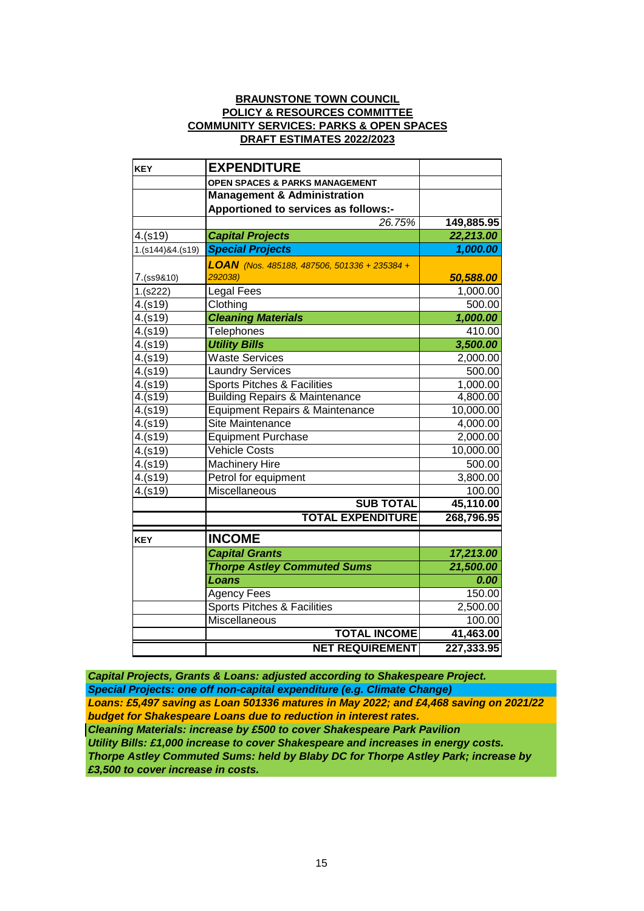**BRAUNSTONE TOWN COUNCIL**
**POLICY & RESOURCES COMMITTEE**
**COMMUNITY SERVICES: PARKS & OPEN SPACES**
**DRAFT ESTIMATES 2022/2023**

| KEY | EXPENDITURE | |
|---|---|---|
| | **OPEN SPACES & PARKS MANAGEMENT** | |
| | **Management & Administration** | |
| | **Apportioned to services as follows:-** | |
| | *26.75%* | **149,885.95** |
| 4.(s19) | ***Capital Projects*** | ***22,213.00*** |
| 1.(s144)&4.(s19) | ***Special Projects*** | ***1,000.00*** |
| 7.(ss9&10) | ***LOAN*** *(Nos. 485188, 487506, 501336 + 235384 + 292038)* | ***50,588.00*** |
| 1.(s222) | Legal Fees | 1,000.00 |
| 4.(s19) | Clothing | 500.00 |
| 4.(s19) | ***Cleaning Materials*** | ***1,000.00*** |
| 4.(s19) | Telephones | 410.00 |
| 4.(s19) | ***Utility Bills*** | ***3,500.00*** |
| 4.(s19) | Waste Services | 2,000.00 |
| 4.(s19) | Laundry Services | 500.00 |
| 4.(s19) | Sports Pitches & Facilities | 1,000.00 |
| 4.(s19) | Building Repairs & Maintenance | 4,800.00 |
| 4.(s19) | Equipment Repairs & Maintenance | 10,000.00 |
| 4.(s19) | Site Maintenance | 4,000.00 |
| 4.(s19) | Equipment Purchase | 2,000.00 |
| 4.(s19) | Vehicle Costs | 10,000.00 |
| 4.(s19) | Machinery Hire | 500.00 |
| 4.(s19) | Petrol for equipment | 3,800.00 |
| 4.(s19) | Miscellaneous | 100.00 |
| | **SUB TOTAL** | **45,110.00** |
| | **TOTAL EXPENDITURE** | **268,796.95** |

| KEY | INCOME | |
|---|---|---|
| | ***Capital Grants*** | ***17,213.00*** |
| | ***Thorpe Astley Commuted Sums*** | ***21,500.00*** |
| | ***Loans*** | ***0.00*** |
| | Agency Fees | 150.00 |
| | Sports Pitches & Facilities | 2,500.00 |
| | Miscellaneous | 100.00 |
| | **TOTAL INCOME** | **41,463.00** |
| | **NET REQUIREMENT** | **227,333.95** |

***Capital Projects, Grants & Loans: adjusted according to Shakespeare Project.***
***Special Projects: one off non-capital expenditure (e.g. Climate Change)***
***Loans: £5,497 saving as Loan 501336 matures in May 2022; and £4,468 saving on 2021/22 budget for Shakespeare Loans due to reduction in interest rates.***
***Cleaning Materials: increase by £500 to cover Shakespeare Park Pavilion***
***Utility Bills: £1,000 increase to cover Shakespeare and increases in energy costs.***
***Thorpe Astley Commuted Sums: held by Blaby DC for Thorpe Astley Park; increase by £3,500 to cover increase in costs.***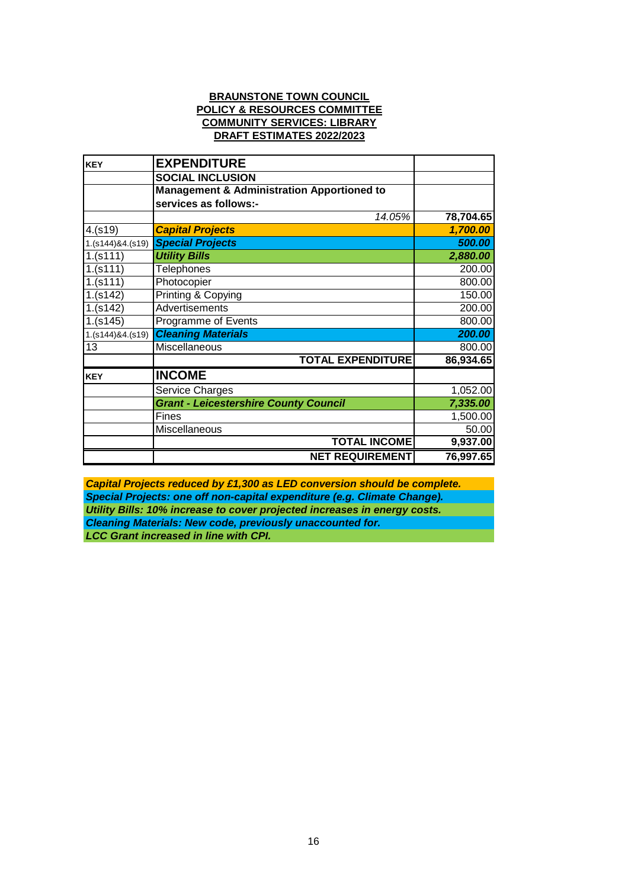**BRAUNSTONE TOWN COUNCIL**
**POLICY & RESOURCES COMMITTEE**
**COMMUNITY SERVICES: LIBRARY**
**DRAFT ESTIMATES 2022/2023**

| KEY | EXPENDITURE | |
|---|---|---|
| | **SOCIAL INCLUSION** | |
| | **Management & Administration Apportioned to services as follows:-** | |
| | *14.05%* | **78,704.65** |
| 4.(s19) | ***Capital Projects*** | ***1,700.00*** |
| 1.(s144)&4.(s19) | ***Special Projects*** | ***500.00*** |
| 1.(s111) | ***Utility Bills*** | ***2,880.00*** |
| 1.(s111) | Telephones | 200.00 |
| 1.(s111) | Photocopier | 800.00 |
| 1.(s142) | Printing & Copying | 150.00 |
| 1.(s142) | Advertisements | 200.00 |
| 1.(s145) | Programme of Events | 800.00 |
| 1.(s144)&4.(s19) | ***Cleaning Materials*** | ***200.00*** |
| 13 | Miscellaneous | 800.00 |
| | **TOTAL EXPENDITURE** | **86,934.65** |
| **KEY** | **INCOME** | |
| | Service Charges | 1,052.00 |
| | ***Grant - Leicestershire County Council*** | ***7,335.00*** |
| | Fines | 1,500.00 |
| | Miscellaneous | 50.00 |
| | **TOTAL INCOME** | **9,937.00** |
| | **NET REQUIREMENT** | **76,997.65** |

***Capital Projects reduced by £1,300 as LED conversion should be complete.***
***Special Projects: one off non-capital expenditure (e.g. Climate Change).***
***Utility Bills: 10% increase to cover projected increases in energy costs.***
***Cleaning Materials: New code, previously unaccounted for.***
***LCC Grant increased in line with CPI.***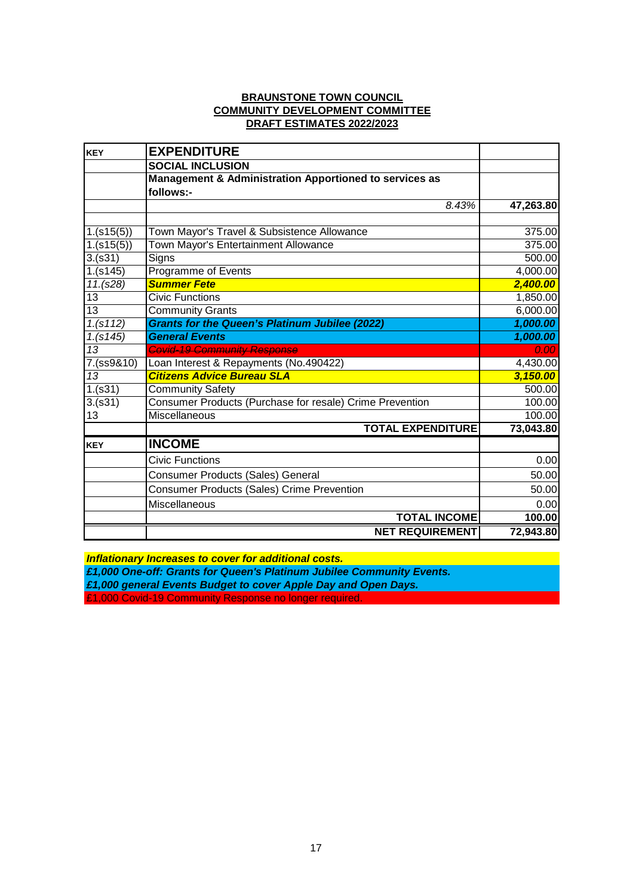**BRAUNSTONE TOWN COUNCIL**
**COMMUNITY DEVELOPMENT COMMITTEE**
**DRAFT ESTIMATES 2022/2023**

| KEY | EXPENDITURE | |
|---|---|---|
| | **SOCIAL INCLUSION** | |
| | **Management & Administration Apportioned to services as follows:-** | |
| | *8.43%* | **47,263.80** |
| | | |
| 1.(s15(5)) | Town Mayor's Travel & Subsistence Allowance | 375.00 |
| 1.(s15(5)) | Town Mayor's Entertainment Allowance | 375.00 |
| 3.(s31) | Signs | 500.00 |
| 1.(s145) | Programme of Events | 4,000.00 |
| *11.(s28)* | ***Summer Fete*** | ***2,400.00*** |
| 13 | Civic Functions | 1,850.00 |
| 13 | Community Grants | 6,000.00 |
| *1.(s112)* | ***Grants for the Queen's Platinum Jubilee (2022)*** | ***1,000.00*** |
| *1.(s145)* | ***General Events*** | ***1,000.00*** |
| *13* | ~~*Covid-19 Community Response*~~ | *0.00* |
| 7.(ss9&10) | Loan Interest & Repayments (No.490422) | 4,430.00 |
| *13* | ***Citizens Advice Bureau SLA*** | ***3,150.00*** |
| 1.(s31) | Community Safety | 500.00 |
| 3.(s31) | Consumer Products (Purchase for resale) Crime Prevention | 100.00 |
| 13 | Miscellaneous | 100.00 |
| | **TOTAL EXPENDITURE** | **73,043.80** |
| **KEY** | **INCOME** | |
| | Civic Functions | 0.00 |
| | Consumer Products (Sales) General | 50.00 |
| | Consumer Products (Sales) Crime Prevention | 50.00 |
| | Miscellaneous | 0.00 |
| | **TOTAL INCOME** | **100.00** |
| | **NET REQUIREMENT** | **72,943.80** |

***Inflationary Increases to cover for additional costs.***
***£1,000 One-off: Grants for Queen's Platinum Jubilee Community Events.***
***£1,000 general Events Budget to cover Apple Day and Open Days.***
£1,000 Covid-19 Community Response no longer required.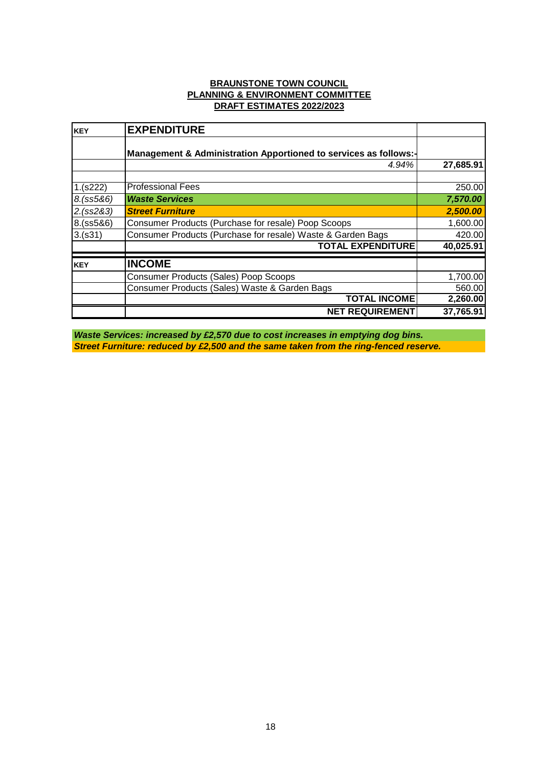**BRAUNSTONE TOWN COUNCIL**
**PLANNING & ENVIRONMENT COMMITTEE**
**DRAFT ESTIMATES 2022/2023**

| KEY | EXPENDITURE | |
|---|---|---|
| | **Management & Administration Apportioned to services as follows:-** | |
| | *4.94%* | **27,685.91** |
| | | |
| 1.(s222) | Professional Fees | 250.00 |
| *8.(ss5&6)* | ***Waste Services*** | ***7,570.00*** |
| *2.(ss2&3)* | ***Street Furniture*** | ***2,500.00*** |
| 8.(ss5&6) | Consumer Products (Purchase for resale) Poop Scoops | 1,600.00 |
| 3.(s31) | Consumer Products (Purchase for resale) Waste & Garden Bags | 420.00 |
| | **TOTAL EXPENDITURE** | **40,025.91** |
| **KEY** | **INCOME** | |
| | Consumer Products (Sales) Poop Scoops | 1,700.00 |
| | Consumer Products (Sales) Waste & Garden Bags | 560.00 |
| | **TOTAL INCOME** | **2,260.00** |
| | **NET REQUIREMENT** | **37,765.91** |

***Waste Services: increased by £2,570 due to cost increases in emptying dog bins.***
***Street Furniture: reduced by £2,500 and the same taken from the ring-fenced reserve.***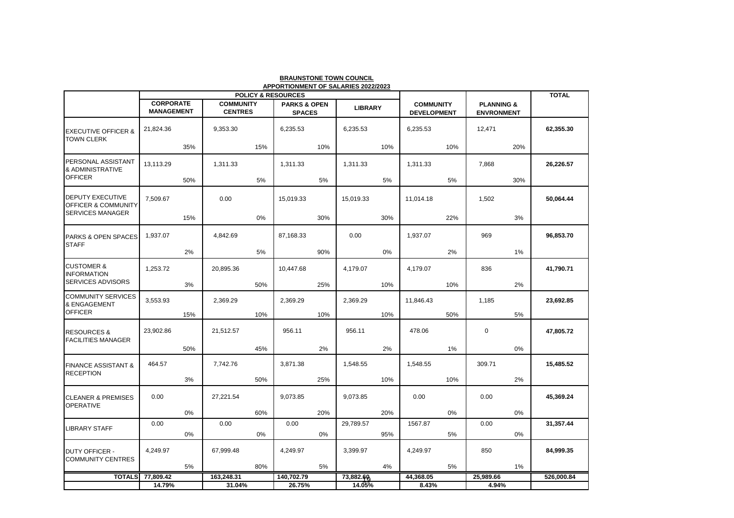**BRAUNSTONE TOWN COUNCIL**

**APPORTIONMENT OF SALARIES 2022/2023**

| | POLICY & RESOURCES | | | | | | TOTAL |
|---|---|---|---|---|---|---|---|
| | CORPORATE MANAGEMENT | COMMUNITY CENTRES | PARKS & OPEN SPACES | LIBRARY | COMMUNITY DEVELOPMENT | PLANNING & ENVRONMENT | |
| EXECUTIVE OFFICER & TOWN CLERK | 21,824.36 | 9,353.30 | 6,235.53 | 6,235.53 | 6,235.53 | 12,471 | 62,355.30 |
| | 35% | 15% | 10% | 10% | 10% | 20% | |
| PERSONAL ASSISTANT & ADMINISTRATIVE OFFICER | 13,113.29 | 1,311.33 | 1,311.33 | 1,311.33 | 1,311.33 | 7,868 | 26,226.57 |
| | 50% | 5% | 5% | 5% | 5% | 30% | |
| DEPUTY EXECUTIVE OFFICER & COMMUNITY SERVICES MANAGER | 7,509.67 | 0.00 | 15,019.33 | 15,019.33 | 11,014.18 | 1,502 | 50,064.44 |
| | 15% | 0% | 30% | 30% | 22% | 3% | |
| PARKS & OPEN SPACES STAFF | 1,937.07 | 4,842.69 | 87,168.33 | 0.00 | 1,937.07 | 969 | 96,853.70 |
| | 2% | 5% | 90% | 0% | 2% | 1% | |
| CUSTOMER & INFORMATION SERVICES ADVISORS | 1,253.72 | 20,895.36 | 10,447.68 | 4,179.07 | 4,179.07 | 836 | 41,790.71 |
| | 3% | 50% | 25% | 10% | 10% | 2% | |
| COMMUNITY SERVICES & ENGAGEMENT OFFICER | 3,553.93 | 2,369.29 | 2,369.29 | 2,369.29 | 11,846.43 | 1,185 | 23,692.85 |
| | 15% | 10% | 10% | 10% | 50% | 5% | |
| RESOURCES & FACILITIES MANAGER | 23,902.86 | 21,512.57 | 956.11 | 956.11 | 478.06 | 0 | 47,805.72 |
| | 50% | 45% | 2% | 2% | 1% | 0% | |
| FINANCE ASSISTANT & RECEPTION | 464.57 | 7,742.76 | 3,871.38 | 1,548.55 | 1,548.55 | 309.71 | 15,485.52 |
| | 3% | 50% | 25% | 10% | 10% | 2% | |
| CLEANER & PREMISES OPERATIVE | 0.00 | 27,221.54 | 9,073.85 | 9,073.85 | 0.00 | 0.00 | 45,369.24 |
| | 0% | 60% | 20% | 20% | 0% | 0% | |
| LIBRARY STAFF | 0.00 | 0.00 | 0.00 | 29,789.57 | 1567.87 | 0.00 | 31,357.44 |
| | 0% | 0% | 0% | 95% | 5% | 0% | |
| DUTY OFFICER - COMMUNITY CENTRES | 4,249.97 | 67,999.48 | 4,249.97 | 3,399.97 | 4,249.97 | 850 | 84,999.35 |
| | 5% | 80% | 5% | 4% | 5% | 1% | |
| **TOTALS** | **77,809.42** | **163,248.31** | **140,702.79** | **73,882.60** | **44,368.05** | **25,989.66** | **526,000.84** |
| | **14.79%** | **31.04%** | **26.75%** | **14.05%** | **8.43%** | **4.94%** | |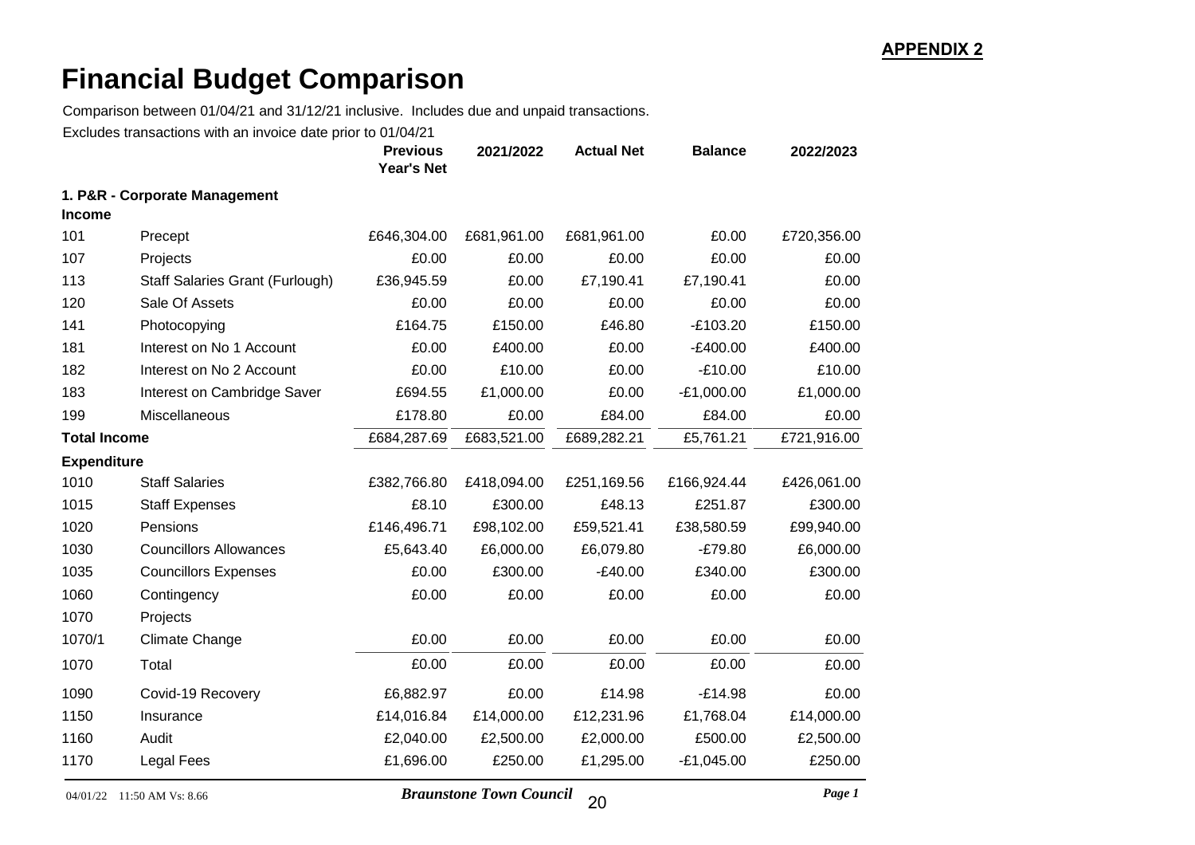**APPENDIX 2**

# Financial Budget Comparison

Comparison between 01/04/21 and 31/12/21 inclusive. Includes due and unpaid transactions.

Excludes transactions with an invoice date prior to 01/04/21

| | | Previous Year's Net | 2021/2022 | Actual Net | Balance | 2022/2023 |
|---|---|---|---|---|---|---|
| **1. P&R - Corporate Management** | | | | | | |
| **Income** | | | | | | |
| 101 | Precept | £646,304.00 | £681,961.00 | £681,961.00 | £0.00 | £720,356.00 |
| 107 | Projects | £0.00 | £0.00 | £0.00 | £0.00 | £0.00 |
| 113 | Staff Salaries Grant (Furlough) | £36,945.59 | £0.00 | £7,190.41 | £7,190.41 | £0.00 |
| 120 | Sale Of Assets | £0.00 | £0.00 | £0.00 | £0.00 | £0.00 |
| 141 | Photocopying | £164.75 | £150.00 | £46.80 | -£103.20 | £150.00 |
| 181 | Interest on No 1 Account | £0.00 | £400.00 | £0.00 | -£400.00 | £400.00 |
| 182 | Interest on No 2 Account | £0.00 | £10.00 | £0.00 | -£10.00 | £10.00 |
| 183 | Interest on Cambridge Saver | £694.55 | £1,000.00 | £0.00 | -£1,000.00 | £1,000.00 |
| 199 | Miscellaneous | £178.80 | £0.00 | £84.00 | £84.00 | £0.00 |
| **Total Income** | | £684,287.69 | £683,521.00 | £689,282.21 | £5,761.21 | £721,916.00 |
| **Expenditure** | | | | | | |
| 1010 | Staff Salaries | £382,766.80 | £418,094.00 | £251,169.56 | £166,924.44 | £426,061.00 |
| 1015 | Staff Expenses | £8.10 | £300.00 | £48.13 | £251.87 | £300.00 |
| 1020 | Pensions | £146,496.71 | £98,102.00 | £59,521.41 | £38,580.59 | £99,940.00 |
| 1030 | Councillors Allowances | £5,643.40 | £6,000.00 | £6,079.80 | -£79.80 | £6,000.00 |
| 1035 | Councillors Expenses | £0.00 | £300.00 | -£40.00 | £340.00 | £300.00 |
| 1060 | Contingency | £0.00 | £0.00 | £0.00 | £0.00 | £0.00 |
| 1070 | Projects | | | | | |
| 1070/1 | Climate Change | £0.00 | £0.00 | £0.00 | £0.00 | £0.00 |
| 1070 | Total | £0.00 | £0.00 | £0.00 | £0.00 | £0.00 |
| 1090 | Covid-19 Recovery | £6,882.97 | £0.00 | £14.98 | -£14.98 | £0.00 |
| 1150 | Insurance | £14,016.84 | £14,000.00 | £12,231.96 | £1,768.04 | £14,000.00 |
| 1160 | Audit | £2,040.00 | £2,500.00 | £2,000.00 | £500.00 | £2,500.00 |
| 1170 | Legal Fees | £1,696.00 | £250.00 | £1,295.00 | -£1,045.00 | £250.00 |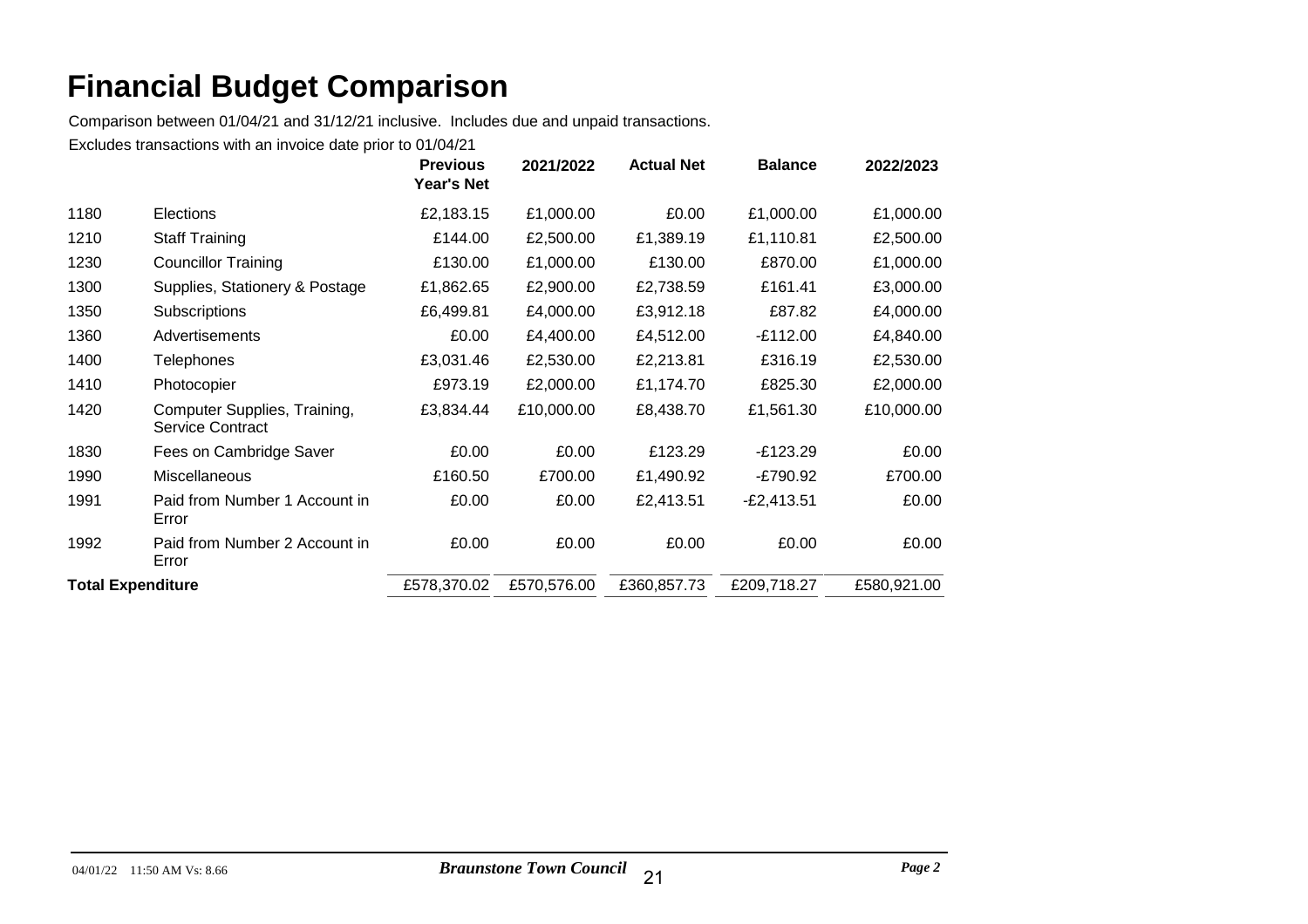# Financial Budget Comparison

Comparison between 01/04/21 and 31/12/21 inclusive. Includes due and unpaid transactions.

Excludes transactions with an invoice date prior to 01/04/21

| | | Previous Year's Net | 2021/2022 | Actual Net | Balance | 2022/2023 |
|---|---|---|---|---|---|---|
| 1180 | Elections | £2,183.15 | £1,000.00 | £0.00 | £1,000.00 | £1,000.00 |
| 1210 | Staff Training | £144.00 | £2,500.00 | £1,389.19 | £1,110.81 | £2,500.00 |
| 1230 | Councillor Training | £130.00 | £1,000.00 | £130.00 | £870.00 | £1,000.00 |
| 1300 | Supplies, Stationery & Postage | £1,862.65 | £2,900.00 | £2,738.59 | £161.41 | £3,000.00 |
| 1350 | Subscriptions | £6,499.81 | £4,000.00 | £3,912.18 | £87.82 | £4,000.00 |
| 1360 | Advertisements | £0.00 | £4,400.00 | £4,512.00 | -£112.00 | £4,840.00 |
| 1400 | Telephones | £3,031.46 | £2,530.00 | £2,213.81 | £316.19 | £2,530.00 |
| 1410 | Photocopier | £973.19 | £2,000.00 | £1,174.70 | £825.30 | £2,000.00 |
| 1420 | Computer Supplies, Training, Service Contract | £3,834.44 | £10,000.00 | £8,438.70 | £1,561.30 | £10,000.00 |
| 1830 | Fees on Cambridge Saver | £0.00 | £0.00 | £123.29 | -£123.29 | £0.00 |
| 1990 | Miscellaneous | £160.50 | £700.00 | £1,490.92 | -£790.92 | £700.00 |
| 1991 | Paid from Number 1 Account in Error | £0.00 | £0.00 | £2,413.51 | -£2,413.51 | £0.00 |
| 1992 | Paid from Number 2 Account in Error | £0.00 | £0.00 | £0.00 | £0.00 | £0.00 |
| **Total Expenditure** | | £578,370.02 | £570,576.00 | £360,857.73 | £209,718.27 | £580,921.00 |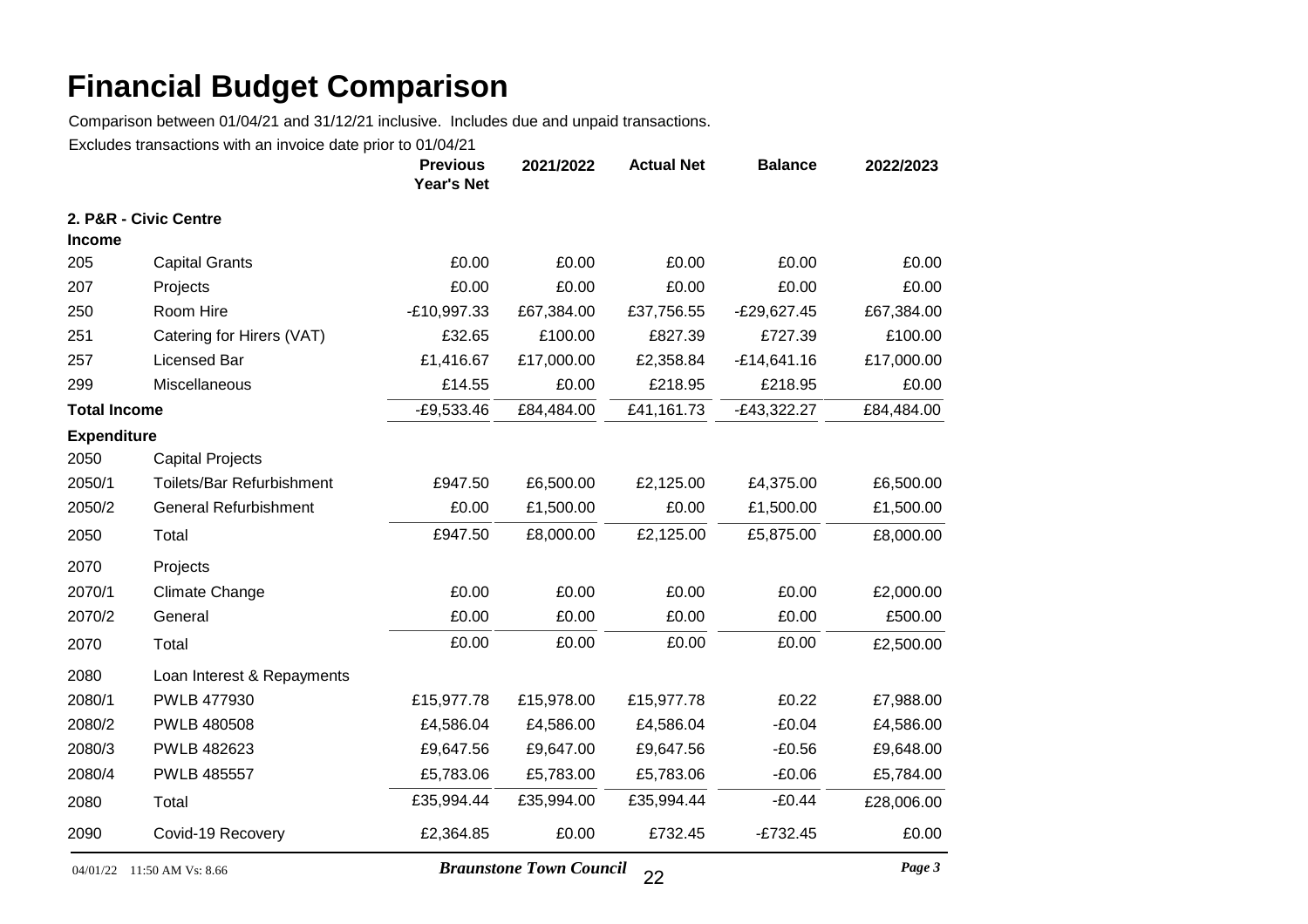# Financial Budget Comparison

Comparison between 01/04/21 and 31/12/21 inclusive. Includes due and unpaid transactions.

Excludes transactions with an invoice date prior to 01/04/21

| | | Previous Year's Net | 2021/2022 | Actual Net | Balance | 2022/2023 |
|---|---|---|---|---|---|---|
| **2. P&R - Civic Centre** | | | | | | |
| **Income** | | | | | | |
| 205 | Capital Grants | £0.00 | £0.00 | £0.00 | £0.00 | £0.00 |
| 207 | Projects | £0.00 | £0.00 | £0.00 | £0.00 | £0.00 |
| 250 | Room Hire | -£10,997.33 | £67,384.00 | £37,756.55 | -£29,627.45 | £67,384.00 |
| 251 | Catering for Hirers (VAT) | £32.65 | £100.00 | £827.39 | £727.39 | £100.00 |
| 257 | Licensed Bar | £1,416.67 | £17,000.00 | £2,358.84 | -£14,641.16 | £17,000.00 |
| 299 | Miscellaneous | £14.55 | £0.00 | £218.95 | £218.95 | £0.00 |
| **Total Income** | | -£9,533.46 | £84,484.00 | £41,161.73 | -£43,322.27 | £84,484.00 |
| **Expenditure** | | | | | | |
| 2050 | Capital Projects | | | | | |
| 2050/1 | Toilets/Bar Refurbishment | £947.50 | £6,500.00 | £2,125.00 | £4,375.00 | £6,500.00 |
| 2050/2 | General Refurbishment | £0.00 | £1,500.00 | £0.00 | £1,500.00 | £1,500.00 |
| 2050 | Total | £947.50 | £8,000.00 | £2,125.00 | £5,875.00 | £8,000.00 |
| 2070 | Projects | | | | | |
| 2070/1 | Climate Change | £0.00 | £0.00 | £0.00 | £0.00 | £2,000.00 |
| 2070/2 | General | £0.00 | £0.00 | £0.00 | £0.00 | £500.00 |
| 2070 | Total | £0.00 | £0.00 | £0.00 | £0.00 | £2,500.00 |
| 2080 | Loan Interest & Repayments | | | | | |
| 2080/1 | PWLB 477930 | £15,977.78 | £15,978.00 | £15,977.78 | £0.22 | £7,988.00 |
| 2080/2 | PWLB 480508 | £4,586.04 | £4,586.00 | £4,586.04 | -£0.04 | £4,586.00 |
| 2080/3 | PWLB 482623 | £9,647.56 | £9,647.00 | £9,647.56 | -£0.56 | £9,648.00 |
| 2080/4 | PWLB 485557 | £5,783.06 | £5,783.00 | £5,783.06 | -£0.06 | £5,784.00 |
| 2080 | Total | £35,994.44 | £35,994.00 | £35,994.44 | -£0.44 | £28,006.00 |
| 2090 | Covid-19 Recovery | £2,364.85 | £0.00 | £732.45 | -£732.45 | £0.00 |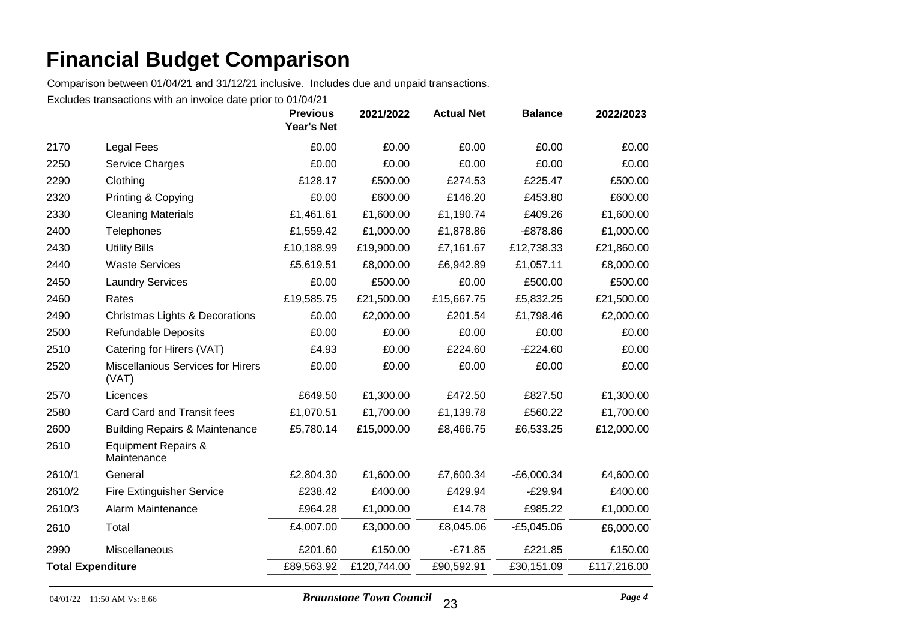# Financial Budget Comparison

Comparison between 01/04/21 and 31/12/21 inclusive. Includes due and unpaid transactions.

Excludes transactions with an invoice date prior to 01/04/21

| | | Previous Year's Net | 2021/2022 | Actual Net | Balance | 2022/2023 |
|---|---|---|---|---|---|---|
| 2170 | Legal Fees | £0.00 | £0.00 | £0.00 | £0.00 | £0.00 |
| 2250 | Service Charges | £0.00 | £0.00 | £0.00 | £0.00 | £0.00 |
| 2290 | Clothing | £128.17 | £500.00 | £274.53 | £225.47 | £500.00 |
| 2320 | Printing & Copying | £0.00 | £600.00 | £146.20 | £453.80 | £600.00 |
| 2330 | Cleaning Materials | £1,461.61 | £1,600.00 | £1,190.74 | £409.26 | £1,600.00 |
| 2400 | Telephones | £1,559.42 | £1,000.00 | £1,878.86 | -£878.86 | £1,000.00 |
| 2430 | Utility Bills | £10,188.99 | £19,900.00 | £7,161.67 | £12,738.33 | £21,860.00 |
| 2440 | Waste Services | £5,619.51 | £8,000.00 | £6,942.89 | £1,057.11 | £8,000.00 |
| 2450 | Laundry Services | £0.00 | £500.00 | £0.00 | £500.00 | £500.00 |
| 2460 | Rates | £19,585.75 | £21,500.00 | £15,667.75 | £5,832.25 | £21,500.00 |
| 2490 | Christmas Lights & Decorations | £0.00 | £2,000.00 | £201.54 | £1,798.46 | £2,000.00 |
| 2500 | Refundable Deposits | £0.00 | £0.00 | £0.00 | £0.00 | £0.00 |
| 2510 | Catering for Hirers (VAT) | £4.93 | £0.00 | £224.60 | -£224.60 | £0.00 |
| 2520 | Miscellanious Services for Hirers (VAT) | £0.00 | £0.00 | £0.00 | £0.00 | £0.00 |
| 2570 | Licences | £649.50 | £1,300.00 | £472.50 | £827.50 | £1,300.00 |
| 2580 | Card Card and Transit fees | £1,070.51 | £1,700.00 | £1,139.78 | £560.22 | £1,700.00 |
| 2600 | Building Repairs & Maintenance | £5,780.14 | £15,000.00 | £8,466.75 | £6,533.25 | £12,000.00 |
| 2610 | Equipment Repairs & Maintenance | | | | | |
| 2610/1 | General | £2,804.30 | £1,600.00 | £7,600.34 | -£6,000.34 | £4,600.00 |
| 2610/2 | Fire Extinguisher Service | £238.42 | £400.00 | £429.94 | -£29.94 | £400.00 |
| 2610/3 | Alarm Maintenance | £964.28 | £1,000.00 | £14.78 | £985.22 | £1,000.00 |
| 2610 | Total | £4,007.00 | £3,000.00 | £8,045.06 | -£5,045.06 | £6,000.00 |
| 2990 | Miscellaneous | £201.60 | £150.00 | -£71.85 | £221.85 | £150.00 |
| **Total Expenditure** | | £89,563.92 | £120,744.00 | £90,592.91 | £30,151.09 | £117,216.00 |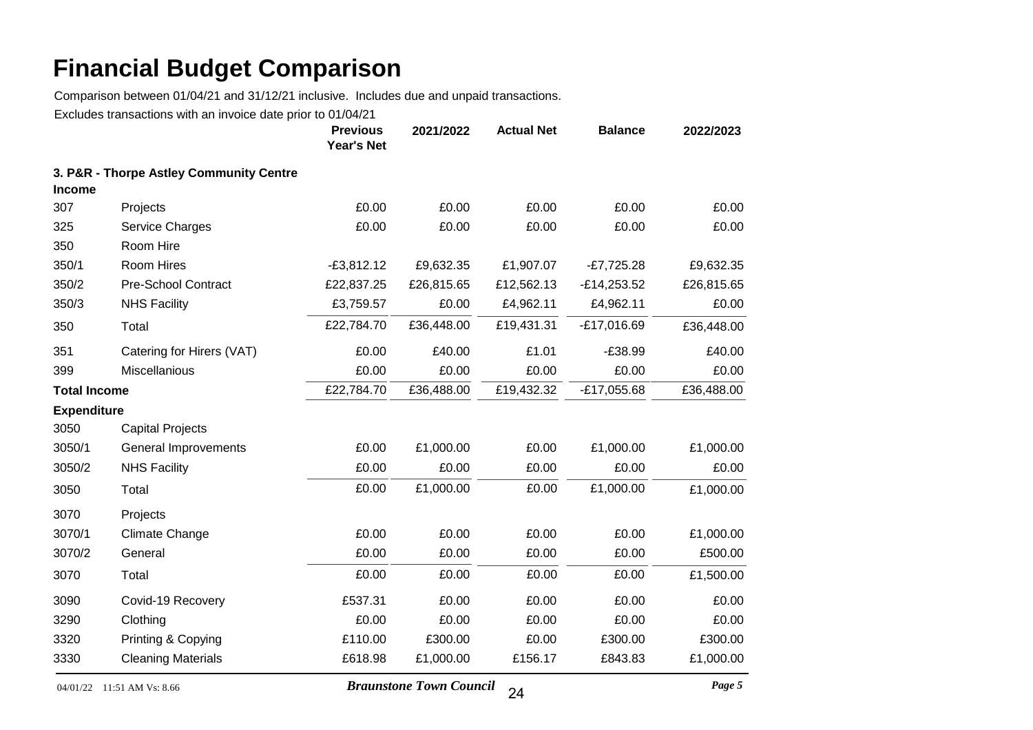# Financial Budget Comparison

Comparison between 01/04/21 and 31/12/21 inclusive. Includes due and unpaid transactions.

Excludes transactions with an invoice date prior to 01/04/21

| | | Previous Year's Net | 2021/2022 | Actual Net | Balance | 2022/2023 |
|---|---|---|---|---|---|---|
| **3. P&R - Thorpe Astley Community Centre** | | | | | | |
| **Income** | | | | | | |
| 307 | Projects | £0.00 | £0.00 | £0.00 | £0.00 | £0.00 |
| 325 | Service Charges | £0.00 | £0.00 | £0.00 | £0.00 | £0.00 |
| 350 | Room Hire | | | | | |
| 350/1 | Room Hires | -£3,812.12 | £9,632.35 | £1,907.07 | -£7,725.28 | £9,632.35 |
| 350/2 | Pre-School Contract | £22,837.25 | £26,815.65 | £12,562.13 | -£14,253.52 | £26,815.65 |
| 350/3 | NHS Facility | £3,759.57 | £0.00 | £4,962.11 | £4,962.11 | £0.00 |
| 350 | Total | £22,784.70 | £36,448.00 | £19,431.31 | -£17,016.69 | £36,448.00 |
| 351 | Catering for Hirers (VAT) | £0.00 | £40.00 | £1.01 | -£38.99 | £40.00 |
| 399 | Miscellanious | £0.00 | £0.00 | £0.00 | £0.00 | £0.00 |
| **Total Income** | | £22,784.70 | £36,488.00 | £19,432.32 | -£17,055.68 | £36,488.00 |
| **Expenditure** | | | | | | |
| 3050 | Capital Projects | | | | | |
| 3050/1 | General Improvements | £0.00 | £1,000.00 | £0.00 | £1,000.00 | £1,000.00 |
| 3050/2 | NHS Facility | £0.00 | £0.00 | £0.00 | £0.00 | £0.00 |
| 3050 | Total | £0.00 | £1,000.00 | £0.00 | £1,000.00 | £1,000.00 |
| 3070 | Projects | | | | | |
| 3070/1 | Climate Change | £0.00 | £0.00 | £0.00 | £0.00 | £1,000.00 |
| 3070/2 | General | £0.00 | £0.00 | £0.00 | £0.00 | £500.00 |
| 3070 | Total | £0.00 | £0.00 | £0.00 | £0.00 | £1,500.00 |
| 3090 | Covid-19 Recovery | £537.31 | £0.00 | £0.00 | £0.00 | £0.00 |
| 3290 | Clothing | £0.00 | £0.00 | £0.00 | £0.00 | £0.00 |
| 3320 | Printing & Copying | £110.00 | £300.00 | £0.00 | £300.00 | £300.00 |
| 3330 | Cleaning Materials | £618.98 | £1,000.00 | £156.17 | £843.83 | £1,000.00 |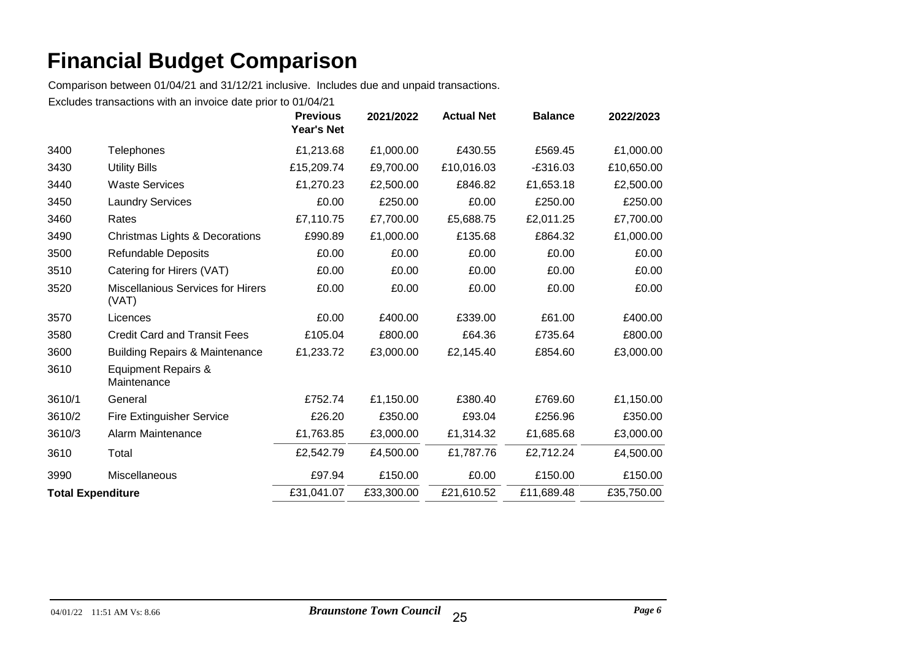# Financial Budget Comparison

Comparison between 01/04/21 and 31/12/21 inclusive. Includes due and unpaid transactions.

Excludes transactions with an invoice date prior to 01/04/21

| | | Previous Year's Net | 2021/2022 | Actual Net | Balance | 2022/2023 |
|---|---|---|---|---|---|---|
| 3400 | Telephones | £1,213.68 | £1,000.00 | £430.55 | £569.45 | £1,000.00 |
| 3430 | Utility Bills | £15,209.74 | £9,700.00 | £10,016.03 | -£316.03 | £10,650.00 |
| 3440 | Waste Services | £1,270.23 | £2,500.00 | £846.82 | £1,653.18 | £2,500.00 |
| 3450 | Laundry Services | £0.00 | £250.00 | £0.00 | £250.00 | £250.00 |
| 3460 | Rates | £7,110.75 | £7,700.00 | £5,688.75 | £2,011.25 | £7,700.00 |
| 3490 | Christmas Lights & Decorations | £990.89 | £1,000.00 | £135.68 | £864.32 | £1,000.00 |
| 3500 | Refundable Deposits | £0.00 | £0.00 | £0.00 | £0.00 | £0.00 |
| 3510 | Catering for Hirers (VAT) | £0.00 | £0.00 | £0.00 | £0.00 | £0.00 |
| 3520 | Miscellanious Services for Hirers (VAT) | £0.00 | £0.00 | £0.00 | £0.00 | £0.00 |
| 3570 | Licences | £0.00 | £400.00 | £339.00 | £61.00 | £400.00 |
| 3580 | Credit Card and Transit Fees | £105.04 | £800.00 | £64.36 | £735.64 | £800.00 |
| 3600 | Building Repairs & Maintenance | £1,233.72 | £3,000.00 | £2,145.40 | £854.60 | £3,000.00 |
| 3610 | Equipment Repairs & Maintenance | | | | | |
| 3610/1 | General | £752.74 | £1,150.00 | £380.40 | £769.60 | £1,150.00 |
| 3610/2 | Fire Extinguisher Service | £26.20 | £350.00 | £93.04 | £256.96 | £350.00 |
| 3610/3 | Alarm Maintenance | £1,763.85 | £3,000.00 | £1,314.32 | £1,685.68 | £3,000.00 |
| 3610 | Total | £2,542.79 | £4,500.00 | £1,787.76 | £2,712.24 | £4,500.00 |
| 3990 | Miscellaneous | £97.94 | £150.00 | £0.00 | £150.00 | £150.00 |
| **Total Expenditure** | | £31,041.07 | £33,300.00 | £21,610.52 | £11,689.48 | £35,750.00 |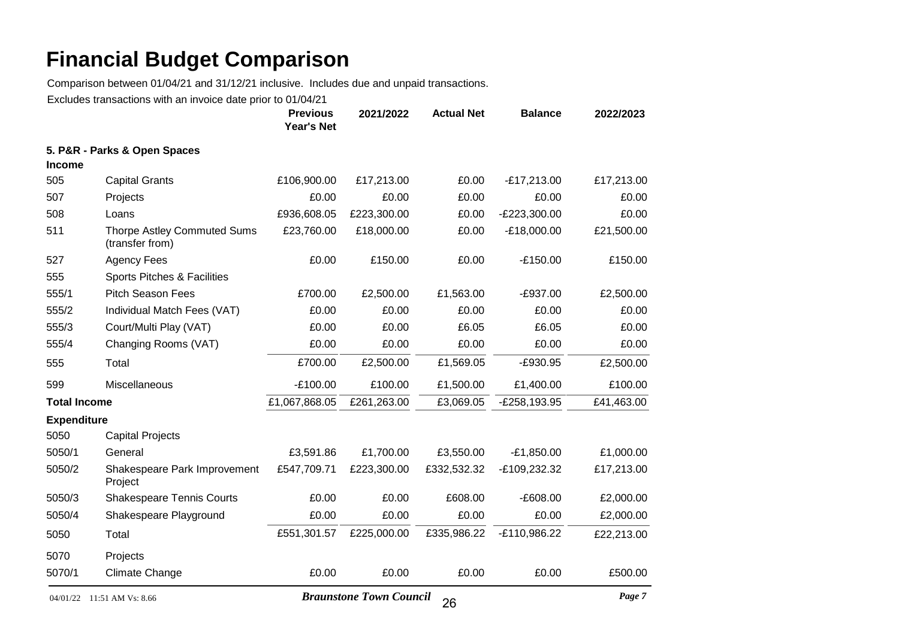# Financial Budget Comparison

Comparison between 01/04/21 and 31/12/21 inclusive. Includes due and unpaid transactions.

Excludes transactions with an invoice date prior to 01/04/21

| | | Previous Year's Net | 2021/2022 | Actual Net | Balance | 2022/2023 |
|---|---|---|---|---|---|---|
| **5. P&R - Parks & Open Spaces** | | | | | | |
| **Income** | | | | | | |
| 505 | Capital Grants | £106,900.00 | £17,213.00 | £0.00 | -£17,213.00 | £17,213.00 |
| 507 | Projects | £0.00 | £0.00 | £0.00 | £0.00 | £0.00 |
| 508 | Loans | £936,608.05 | £223,300.00 | £0.00 | -£223,300.00 | £0.00 |
| 511 | Thorpe Astley Commuted Sums (transfer from) | £23,760.00 | £18,000.00 | £0.00 | -£18,000.00 | £21,500.00 |
| 527 | Agency Fees | £0.00 | £150.00 | £0.00 | -£150.00 | £150.00 |
| 555 | Sports Pitches & Facilities | | | | | |
| 555/1 | Pitch Season Fees | £700.00 | £2,500.00 | £1,563.00 | -£937.00 | £2,500.00 |
| 555/2 | Individual Match Fees (VAT) | £0.00 | £0.00 | £0.00 | £0.00 | £0.00 |
| 555/3 | Court/Multi Play (VAT) | £0.00 | £0.00 | £6.05 | £6.05 | £0.00 |
| 555/4 | Changing Rooms (VAT) | £0.00 | £0.00 | £0.00 | £0.00 | £0.00 |
| 555 | Total | £700.00 | £2,500.00 | £1,569.05 | -£930.95 | £2,500.00 |
| 599 | Miscellaneous | -£100.00 | £100.00 | £1,500.00 | £1,400.00 | £100.00 |
| **Total Income** | | £1,067,868.05 | £261,263.00 | £3,069.05 | -£258,193.95 | £41,463.00 |
| **Expenditure** | | | | | | |
| 5050 | Capital Projects | | | | | |
| 5050/1 | General | £3,591.86 | £1,700.00 | £3,550.00 | -£1,850.00 | £1,000.00 |
| 5050/2 | Shakespeare Park Improvement Project | £547,709.71 | £223,300.00 | £332,532.32 | -£109,232.32 | £17,213.00 |
| 5050/3 | Shakespeare Tennis Courts | £0.00 | £0.00 | £608.00 | -£608.00 | £2,000.00 |
| 5050/4 | Shakespeare Playground | £0.00 | £0.00 | £0.00 | £0.00 | £2,000.00 |
| 5050 | Total | £551,301.57 | £225,000.00 | £335,986.22 | -£110,986.22 | £22,213.00 |
| 5070 | Projects | | | | | |
| 5070/1 | Climate Change | £0.00 | £0.00 | £0.00 | £0.00 | £500.00 |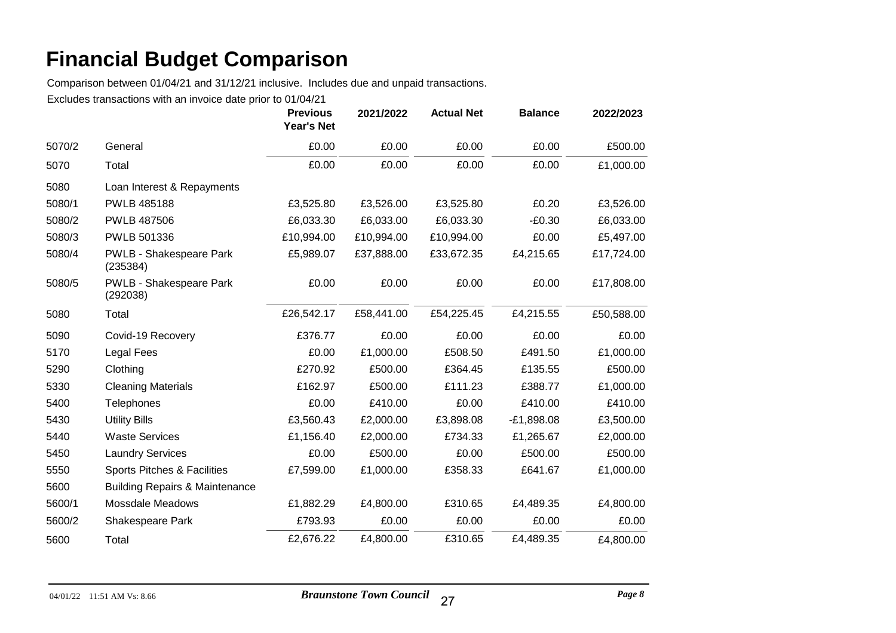# Financial Budget Comparison

Comparison between 01/04/21 and 31/12/21 inclusive. Includes due and unpaid transactions.

Excludes transactions with an invoice date prior to 01/04/21

| | | Previous Year's Net | 2021/2022 | Actual Net | Balance | 2022/2023 |
|---|---|---|---|---|---|---|
| 5070/2 | General | £0.00 | £0.00 | £0.00 | £0.00 | £500.00 |
| 5070 | Total | £0.00 | £0.00 | £0.00 | £0.00 | £1,000.00 |
| 5080 | Loan Interest & Repayments | | | | | |
| 5080/1 | PWLB 485188 | £3,525.80 | £3,526.00 | £3,525.80 | £0.20 | £3,526.00 |
| 5080/2 | PWLB 487506 | £6,033.30 | £6,033.00 | £6,033.30 | -£0.30 | £6,033.00 |
| 5080/3 | PWLB 501336 | £10,994.00 | £10,994.00 | £10,994.00 | £0.00 | £5,497.00 |
| 5080/4 | PWLB - Shakespeare Park (235384) | £5,989.07 | £37,888.00 | £33,672.35 | £4,215.65 | £17,724.00 |
| 5080/5 | PWLB - Shakespeare Park (292038) | £0.00 | £0.00 | £0.00 | £0.00 | £17,808.00 |
| 5080 | Total | £26,542.17 | £58,441.00 | £54,225.45 | £4,215.55 | £50,588.00 |
| 5090 | Covid-19 Recovery | £376.77 | £0.00 | £0.00 | £0.00 | £0.00 |
| 5170 | Legal Fees | £0.00 | £1,000.00 | £508.50 | £491.50 | £1,000.00 |
| 5290 | Clothing | £270.92 | £500.00 | £364.45 | £135.55 | £500.00 |
| 5330 | Cleaning Materials | £162.97 | £500.00 | £111.23 | £388.77 | £1,000.00 |
| 5400 | Telephones | £0.00 | £410.00 | £0.00 | £410.00 | £410.00 |
| 5430 | Utility Bills | £3,560.43 | £2,000.00 | £3,898.08 | -£1,898.08 | £3,500.00 |
| 5440 | Waste Services | £1,156.40 | £2,000.00 | £734.33 | £1,265.67 | £2,000.00 |
| 5450 | Laundry Services | £0.00 | £500.00 | £0.00 | £500.00 | £500.00 |
| 5550 | Sports Pitches & Facilities | £7,599.00 | £1,000.00 | £358.33 | £641.67 | £1,000.00 |
| 5600 | Building Repairs & Maintenance | | | | | |
| 5600/1 | Mossdale Meadows | £1,882.29 | £4,800.00 | £310.65 | £4,489.35 | £4,800.00 |
| 5600/2 | Shakespeare Park | £793.93 | £0.00 | £0.00 | £0.00 | £0.00 |
| 5600 | Total | £2,676.22 | £4,800.00 | £310.65 | £4,489.35 | £4,800.00 |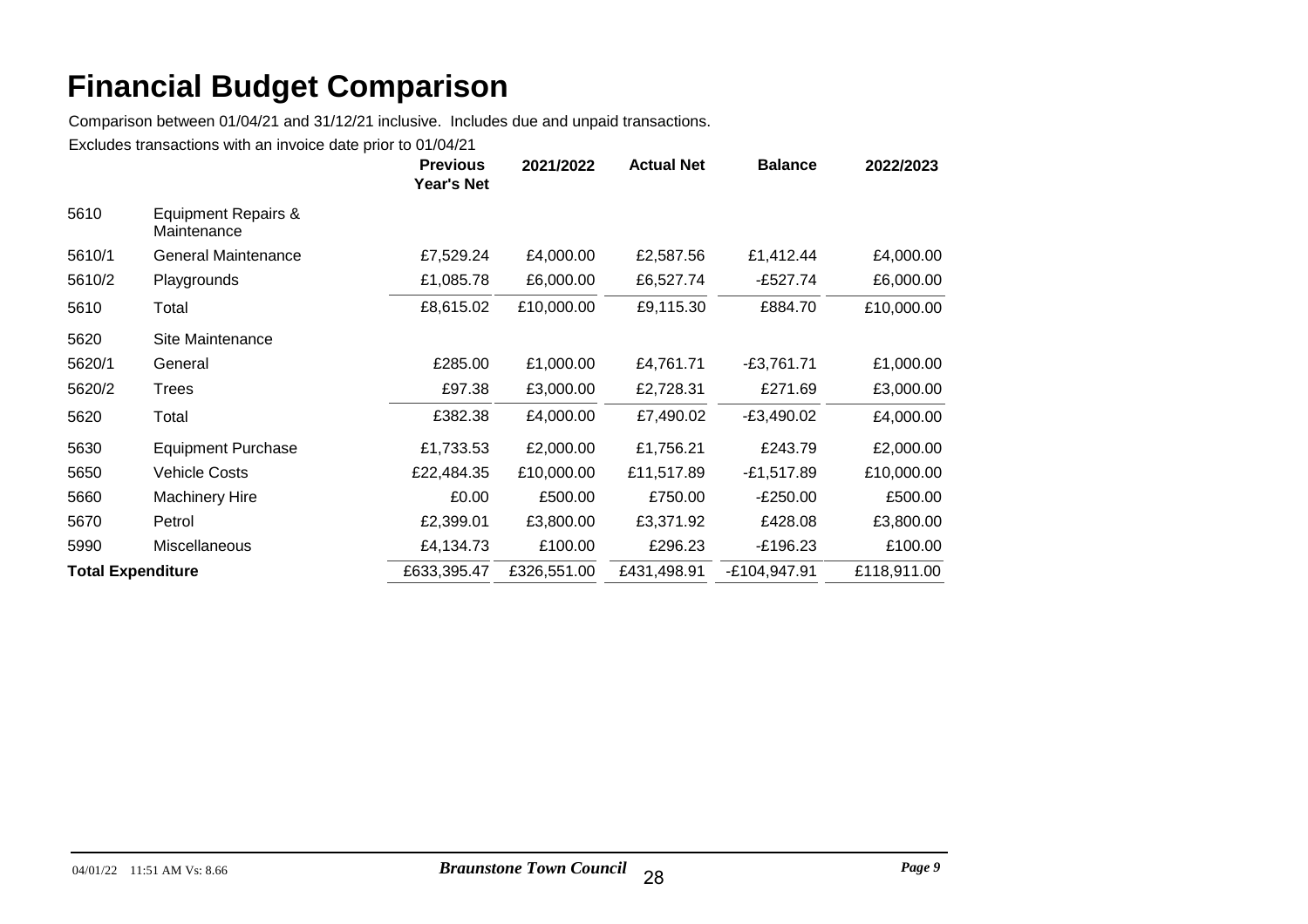# Financial Budget Comparison

Comparison between 01/04/21 and 31/12/21 inclusive. Includes due and unpaid transactions.

Excludes transactions with an invoice date prior to 01/04/21

| | | Previous Year's Net | 2021/2022 | Actual Net | Balance | 2022/2023 |
|---|---|---|---|---|---|---|
| 5610 | Equipment Repairs & Maintenance | | | | | |
| 5610/1 | General Maintenance | £7,529.24 | £4,000.00 | £2,587.56 | £1,412.44 | £4,000.00 |
| 5610/2 | Playgrounds | £1,085.78 | £6,000.00 | £6,527.74 | -£527.74 | £6,000.00 |
| 5610 | Total | £8,615.02 | £10,000.00 | £9,115.30 | £884.70 | £10,000.00 |
| 5620 | Site Maintenance | | | | | |
| 5620/1 | General | £285.00 | £1,000.00 | £4,761.71 | -£3,761.71 | £1,000.00 |
| 5620/2 | Trees | £97.38 | £3,000.00 | £2,728.31 | £271.69 | £3,000.00 |
| 5620 | Total | £382.38 | £4,000.00 | £7,490.02 | -£3,490.02 | £4,000.00 |
| 5630 | Equipment Purchase | £1,733.53 | £2,000.00 | £1,756.21 | £243.79 | £2,000.00 |
| 5650 | Vehicle Costs | £22,484.35 | £10,000.00 | £11,517.89 | -£1,517.89 | £10,000.00 |
| 5660 | Machinery Hire | £0.00 | £500.00 | £750.00 | -£250.00 | £500.00 |
| 5670 | Petrol | £2,399.01 | £3,800.00 | £3,371.92 | £428.08 | £3,800.00 |
| 5990 | Miscellaneous | £4,134.73 | £100.00 | £296.23 | -£196.23 | £100.00 |
| **Total Expenditure** | | £633,395.47 | £326,551.00 | £431,498.91 | -£104,947.91 | £118,911.00 |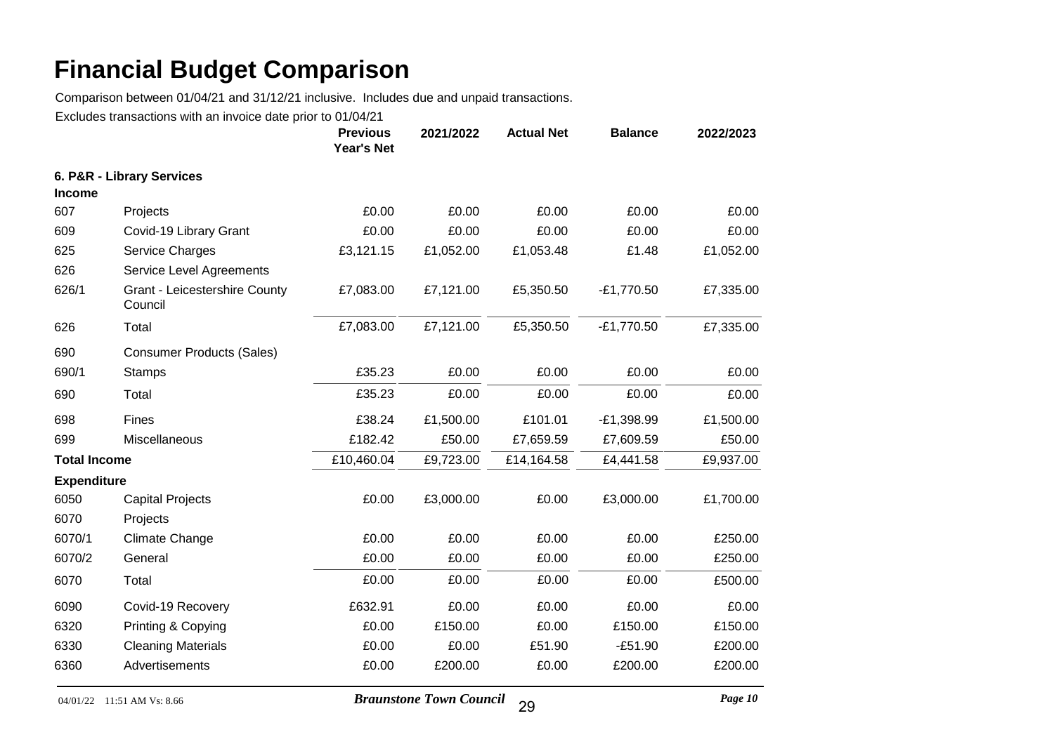# Financial Budget Comparison

Comparison between 01/04/21 and 31/12/21 inclusive. Includes due and unpaid transactions.

Excludes transactions with an invoice date prior to 01/04/21

| | | Previous Year's Net | 2021/2022 | Actual Net | Balance | 2022/2023 |
|---|---|---|---|---|---|---|
| **6. P&R - Library Services** | | | | | | |
| **Income** | | | | | | |
| 607 | Projects | £0.00 | £0.00 | £0.00 | £0.00 | £0.00 |
| 609 | Covid-19 Library Grant | £0.00 | £0.00 | £0.00 | £0.00 | £0.00 |
| 625 | Service Charges | £3,121.15 | £1,052.00 | £1,053.48 | £1.48 | £1,052.00 |
| 626 | Service Level Agreements | | | | | |
| 626/1 | Grant - Leicestershire County Council | £7,083.00 | £7,121.00 | £5,350.50 | -£1,770.50 | £7,335.00 |
| 626 | Total | £7,083.00 | £7,121.00 | £5,350.50 | -£1,770.50 | £7,335.00 |
| 690 | Consumer Products (Sales) | | | | | |
| 690/1 | Stamps | £35.23 | £0.00 | £0.00 | £0.00 | £0.00 |
| 690 | Total | £35.23 | £0.00 | £0.00 | £0.00 | £0.00 |
| 698 | Fines | £38.24 | £1,500.00 | £101.01 | -£1,398.99 | £1,500.00 |
| 699 | Miscellaneous | £182.42 | £50.00 | £7,659.59 | £7,609.59 | £50.00 |
| **Total Income** | | £10,460.04 | £9,723.00 | £14,164.58 | £4,441.58 | £9,937.00 |
| **Expenditure** | | | | | | |
| 6050 | Capital Projects | £0.00 | £3,000.00 | £0.00 | £3,000.00 | £1,700.00 |
| 6070 | Projects | | | | | |
| 6070/1 | Climate Change | £0.00 | £0.00 | £0.00 | £0.00 | £250.00 |
| 6070/2 | General | £0.00 | £0.00 | £0.00 | £0.00 | £250.00 |
| 6070 | Total | £0.00 | £0.00 | £0.00 | £0.00 | £500.00 |
| 6090 | Covid-19 Recovery | £632.91 | £0.00 | £0.00 | £0.00 | £0.00 |
| 6320 | Printing & Copying | £0.00 | £150.00 | £0.00 | £150.00 | £150.00 |
| 6330 | Cleaning Materials | £0.00 | £0.00 | £51.90 | -£51.90 | £200.00 |
| 6360 | Advertisements | £0.00 | £200.00 | £0.00 | £200.00 | £200.00 |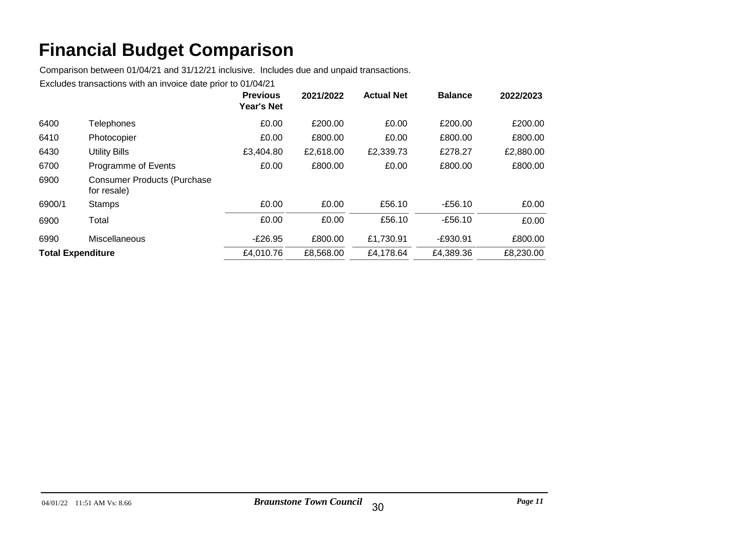# Financial Budget Comparison

Comparison between 01/04/21 and 31/12/21 inclusive. Includes due and unpaid transactions.

Excludes transactions with an invoice date prior to 01/04/21

| | | Previous Year's Net | 2021/2022 | Actual Net | Balance | 2022/2023 |
|---|---|---|---|---|---|---|
| 6400 | Telephones | £0.00 | £200.00 | £0.00 | £200.00 | £200.00 |
| 6410 | Photocopier | £0.00 | £800.00 | £0.00 | £800.00 | £800.00 |
| 6430 | Utility Bills | £3,404.80 | £2,618.00 | £2,339.73 | £278.27 | £2,880.00 |
| 6700 | Programme of Events | £0.00 | £800.00 | £0.00 | £800.00 | £800.00 |
| 6900 | Consumer Products (Purchase for resale) | | | | | |
| 6900/1 | Stamps | £0.00 | £0.00 | £56.10 | -£56.10 | £0.00 |
| 6900 | Total | £0.00 | £0.00 | £56.10 | -£56.10 | £0.00 |
| 6990 | Miscellaneous | -£26.95 | £800.00 | £1,730.91 | -£930.91 | £800.00 |
| **Total Expenditure** | | £4,010.76 | £8,568.00 | £4,178.64 | £4,389.36 | £8,230.00 |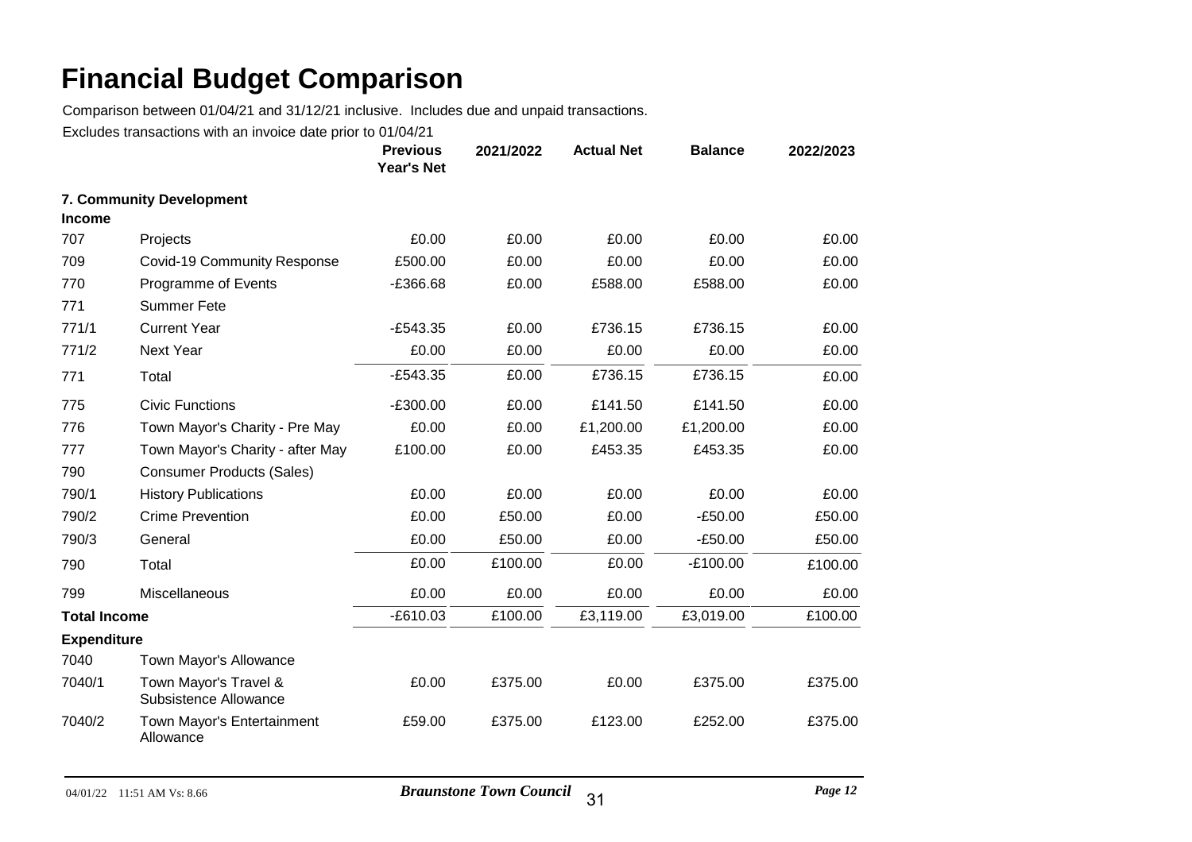# Financial Budget Comparison

Comparison between 01/04/21 and 31/12/21 inclusive. Includes due and unpaid transactions.

Excludes transactions with an invoice date prior to 01/04/21

| | | Previous Year's Net | 2021/2022 | Actual Net | Balance | 2022/2023 |
|---|---|---|---|---|---|---|
| **7. Community Development** | | | | | | |
| **Income** | | | | | | |
| 707 | Projects | £0.00 | £0.00 | £0.00 | £0.00 | £0.00 |
| 709 | Covid-19 Community Response | £500.00 | £0.00 | £0.00 | £0.00 | £0.00 |
| 770 | Programme of Events | -£366.68 | £0.00 | £588.00 | £588.00 | £0.00 |
| 771 | Summer Fete | | | | | |
| 771/1 | Current Year | -£543.35 | £0.00 | £736.15 | £736.15 | £0.00 |
| 771/2 | Next Year | £0.00 | £0.00 | £0.00 | £0.00 | £0.00 |
| 771 | Total | -£543.35 | £0.00 | £736.15 | £736.15 | £0.00 |
| 775 | Civic Functions | -£300.00 | £0.00 | £141.50 | £141.50 | £0.00 |
| 776 | Town Mayor's Charity - Pre May | £0.00 | £0.00 | £1,200.00 | £1,200.00 | £0.00 |
| 777 | Town Mayor's Charity - after May | £100.00 | £0.00 | £453.35 | £453.35 | £0.00 |
| 790 | Consumer Products (Sales) | | | | | |
| 790/1 | History Publications | £0.00 | £0.00 | £0.00 | £0.00 | £0.00 |
| 790/2 | Crime Prevention | £0.00 | £50.00 | £0.00 | -£50.00 | £50.00 |
| 790/3 | General | £0.00 | £50.00 | £0.00 | -£50.00 | £50.00 |
| 790 | Total | £0.00 | £100.00 | £0.00 | -£100.00 | £100.00 |
| 799 | Miscellaneous | £0.00 | £0.00 | £0.00 | £0.00 | £0.00 |
| **Total Income** | | -£610.03 | £100.00 | £3,119.00 | £3,019.00 | £100.00 |
| **Expenditure** | | | | | | |
| 7040 | Town Mayor's Allowance | | | | | |
| 7040/1 | Town Mayor's Travel & Subsistence Allowance | £0.00 | £375.00 | £0.00 | £375.00 | £375.00 |
| 7040/2 | Town Mayor's Entertainment Allowance | £59.00 | £375.00 | £123.00 | £252.00 | £375.00 |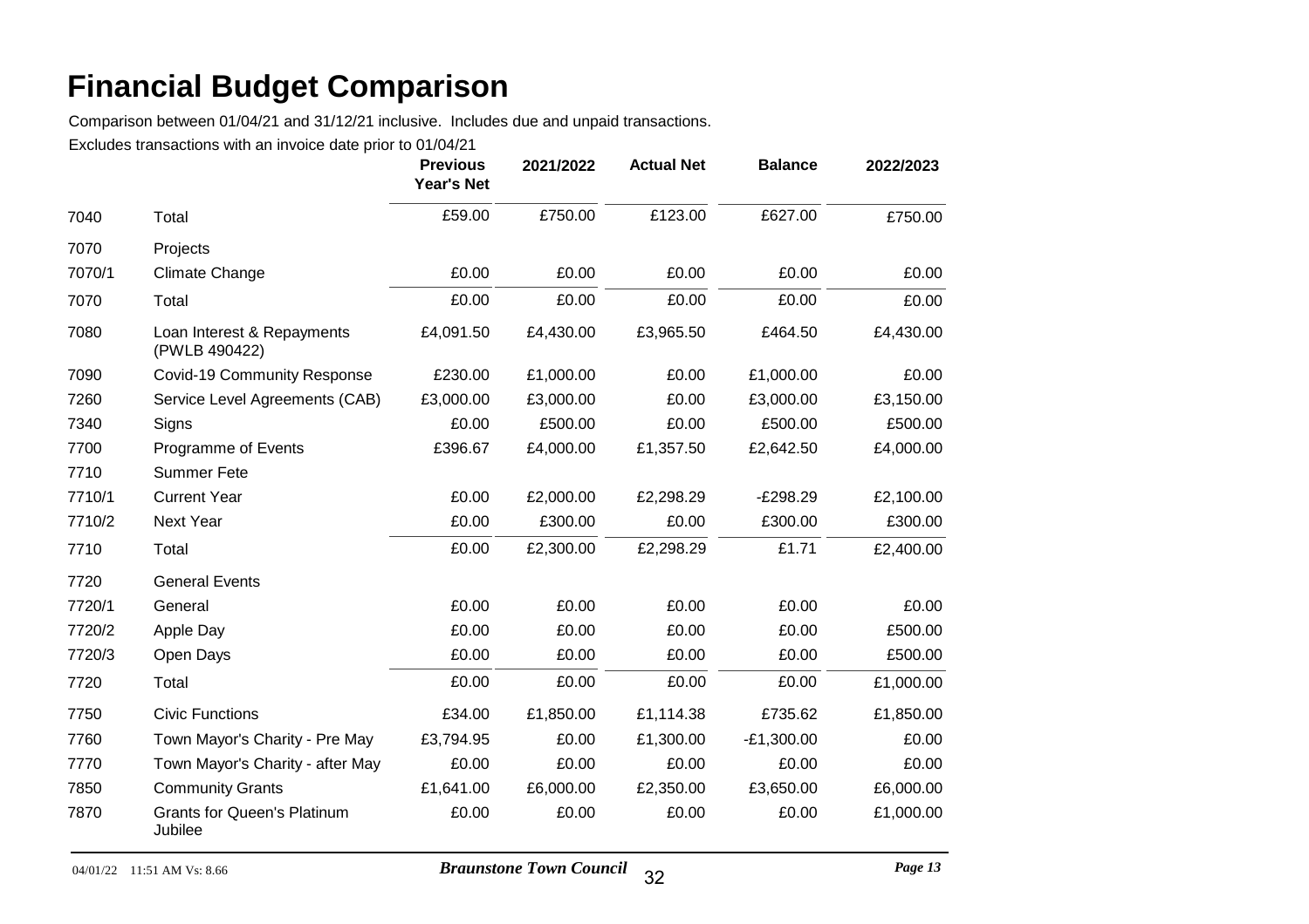# Financial Budget Comparison

Comparison between 01/04/21 and 31/12/21 inclusive. Includes due and unpaid transactions.

Excludes transactions with an invoice date prior to 01/04/21

| | | Previous Year's Net | 2021/2022 | Actual Net | Balance | 2022/2023 |
|---|---|---|---|---|---|---|
| 7040 | Total | £59.00 | £750.00 | £123.00 | £627.00 | £750.00 |
| 7070 | Projects | | | | | |
| 7070/1 | Climate Change | £0.00 | £0.00 | £0.00 | £0.00 | £0.00 |
| 7070 | Total | £0.00 | £0.00 | £0.00 | £0.00 | £0.00 |
| 7080 | Loan Interest & Repayments (PWLB 490422) | £4,091.50 | £4,430.00 | £3,965.50 | £464.50 | £4,430.00 |
| 7090 | Covid-19 Community Response | £230.00 | £1,000.00 | £0.00 | £1,000.00 | £0.00 |
| 7260 | Service Level Agreements (CAB) | £3,000.00 | £3,000.00 | £0.00 | £3,000.00 | £3,150.00 |
| 7340 | Signs | £0.00 | £500.00 | £0.00 | £500.00 | £500.00 |
| 7700 | Programme of Events | £396.67 | £4,000.00 | £1,357.50 | £2,642.50 | £4,000.00 |
| 7710 | Summer Fete | | | | | |
| 7710/1 | Current Year | £0.00 | £2,000.00 | £2,298.29 | -£298.29 | £2,100.00 |
| 7710/2 | Next Year | £0.00 | £300.00 | £0.00 | £300.00 | £300.00 |
| 7710 | Total | £0.00 | £2,300.00 | £2,298.29 | £1.71 | £2,400.00 |
| 7720 | General Events | | | | | |
| 7720/1 | General | £0.00 | £0.00 | £0.00 | £0.00 | £0.00 |
| 7720/2 | Apple Day | £0.00 | £0.00 | £0.00 | £0.00 | £500.00 |
| 7720/3 | Open Days | £0.00 | £0.00 | £0.00 | £0.00 | £500.00 |
| 7720 | Total | £0.00 | £0.00 | £0.00 | £0.00 | £1,000.00 |
| 7750 | Civic Functions | £34.00 | £1,850.00 | £1,114.38 | £735.62 | £1,850.00 |
| 7760 | Town Mayor's Charity - Pre May | £3,794.95 | £0.00 | £1,300.00 | -£1,300.00 | £0.00 |
| 7770 | Town Mayor's Charity - after May | £0.00 | £0.00 | £0.00 | £0.00 | £0.00 |
| 7850 | Community Grants | £1,641.00 | £6,000.00 | £2,350.00 | £3,650.00 | £6,000.00 |
| 7870 | Grants for Queen's Platinum Jubilee | £0.00 | £0.00 | £0.00 | £0.00 | £1,000.00 |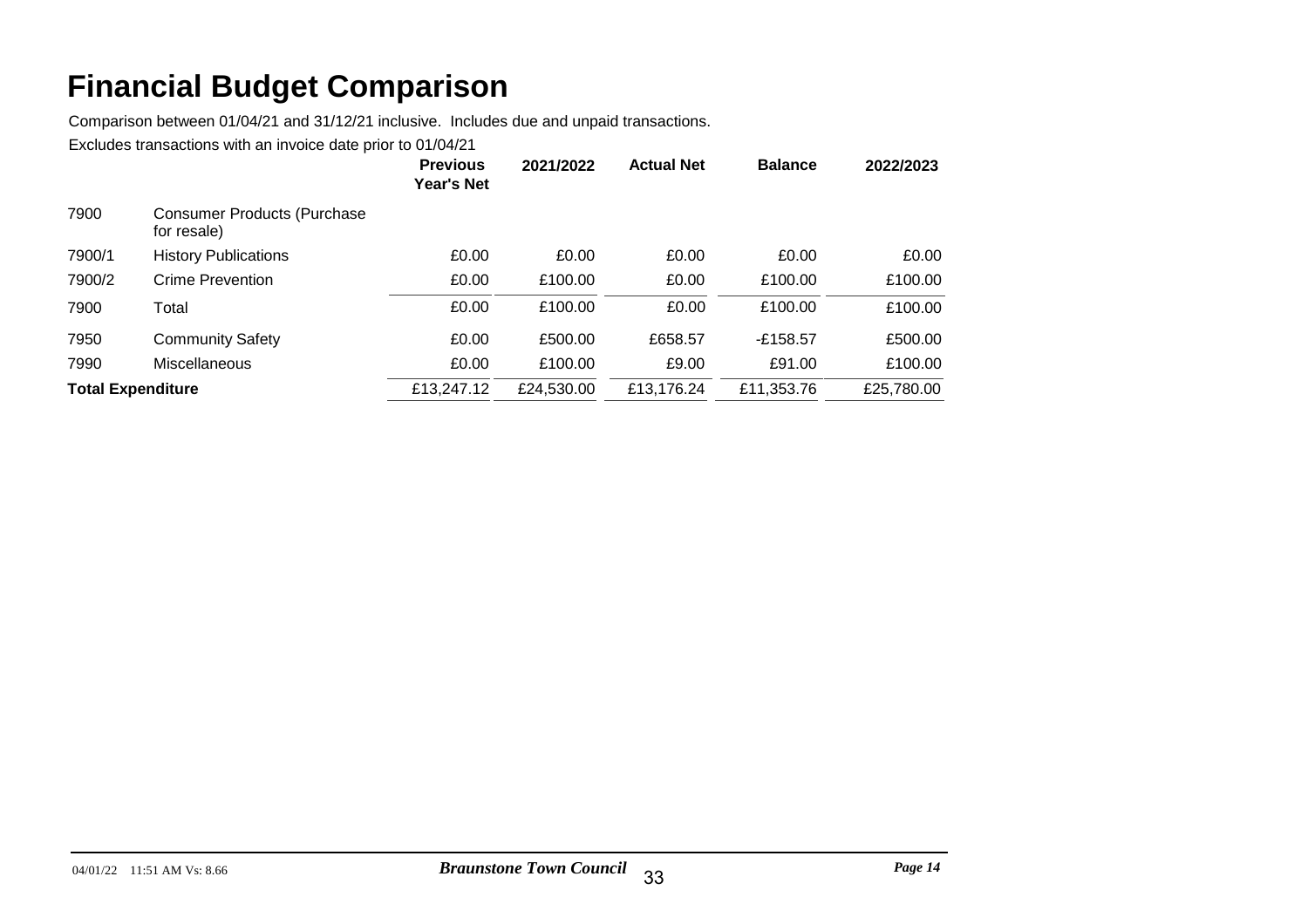# Financial Budget Comparison

Comparison between 01/04/21 and 31/12/21 inclusive. Includes due and unpaid transactions.

Excludes transactions with an invoice date prior to 01/04/21

| | | Previous Year's Net | 2021/2022 | Actual Net | Balance | 2022/2023 |
|---|---|---|---|---|---|---|
| 7900 | Consumer Products (Purchase for resale) | | | | | |
| 7900/1 | History Publications | £0.00 | £0.00 | £0.00 | £0.00 | £0.00 |
| 7900/2 | Crime Prevention | £0.00 | £100.00 | £0.00 | £100.00 | £100.00 |
| 7900 | Total | £0.00 | £100.00 | £0.00 | £100.00 | £100.00 |
| 7950 | Community Safety | £0.00 | £500.00 | £658.57 | -£158.57 | £500.00 |
| 7990 | Miscellaneous | £0.00 | £100.00 | £9.00 | £91.00 | £100.00 |
| **Total Expenditure** | | £13,247.12 | £24,530.00 | £13,176.24 | £11,353.76 | £25,780.00 |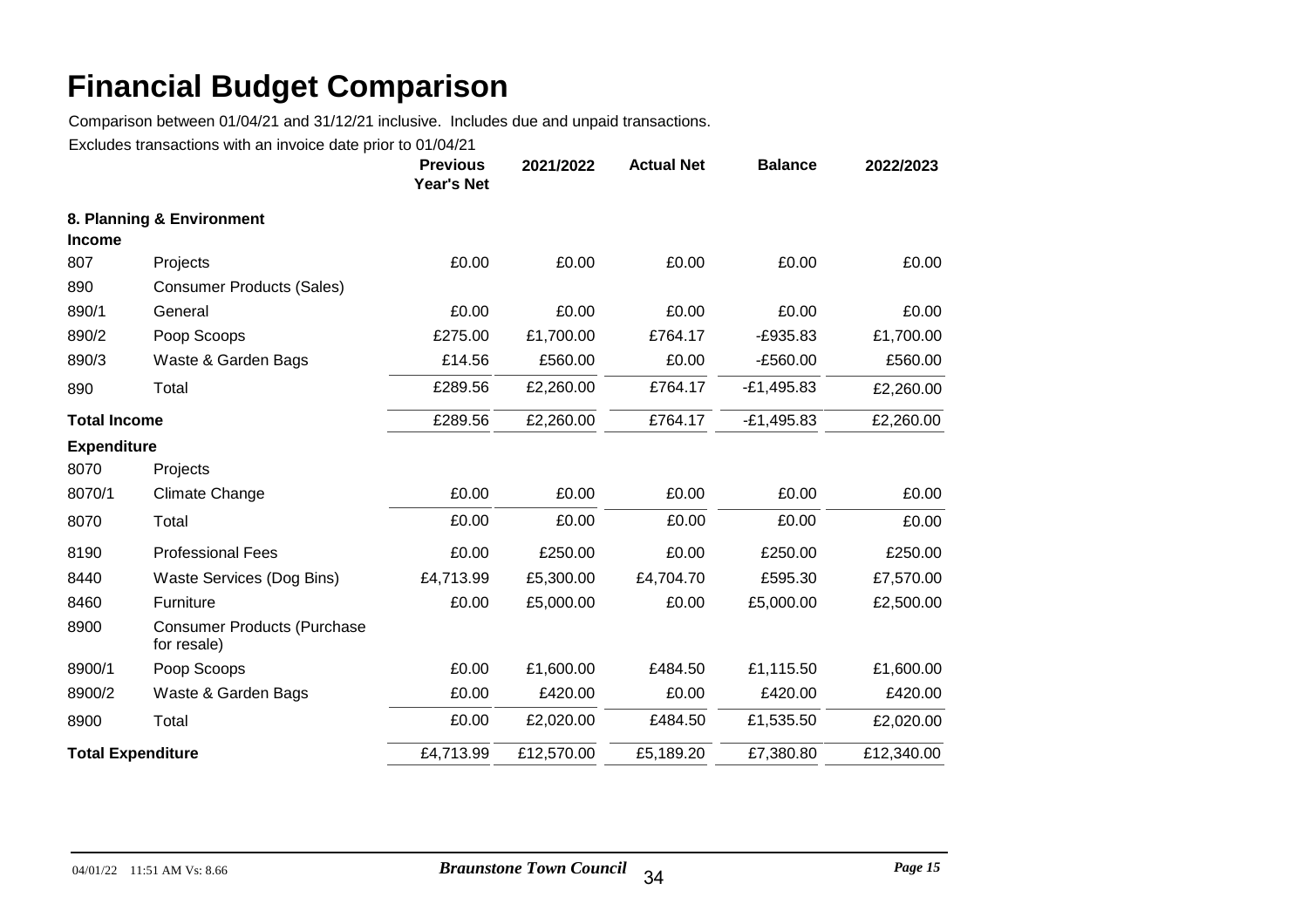# Financial Budget Comparison

Comparison between 01/04/21 and 31/12/21 inclusive. Includes due and unpaid transactions.

Excludes transactions with an invoice date prior to 01/04/21

| | | Previous Year's Net | 2021/2022 | Actual Net | Balance | 2022/2023 |
|---|---|---|---|---|---|---|
| **8. Planning & Environment** | | | | | | |
| **Income** | | | | | | |
| 807 | Projects | £0.00 | £0.00 | £0.00 | £0.00 | £0.00 |
| 890 | Consumer Products (Sales) | | | | | |
| 890/1 | General | £0.00 | £0.00 | £0.00 | £0.00 | £0.00 |
| 890/2 | Poop Scoops | £275.00 | £1,700.00 | £764.17 | -£935.83 | £1,700.00 |
| 890/3 | Waste & Garden Bags | £14.56 | £560.00 | £0.00 | -£560.00 | £560.00 |
| 890 | Total | £289.56 | £2,260.00 | £764.17 | -£1,495.83 | £2,260.00 |
| **Total Income** | | £289.56 | £2,260.00 | £764.17 | -£1,495.83 | £2,260.00 |
| **Expenditure** | | | | | | |
| 8070 | Projects | | | | | |
| 8070/1 | Climate Change | £0.00 | £0.00 | £0.00 | £0.00 | £0.00 |
| 8070 | Total | £0.00 | £0.00 | £0.00 | £0.00 | £0.00 |
| 8190 | Professional Fees | £0.00 | £250.00 | £0.00 | £250.00 | £250.00 |
| 8440 | Waste Services (Dog Bins) | £4,713.99 | £5,300.00 | £4,704.70 | £595.30 | £7,570.00 |
| 8460 | Furniture | £0.00 | £5,000.00 | £0.00 | £5,000.00 | £2,500.00 |
| 8900 | Consumer Products (Purchase for resale) | | | | | |
| 8900/1 | Poop Scoops | £0.00 | £1,600.00 | £484.50 | £1,115.50 | £1,600.00 |
| 8900/2 | Waste & Garden Bags | £0.00 | £420.00 | £0.00 | £420.00 | £420.00 |
| 8900 | Total | £0.00 | £2,020.00 | £484.50 | £1,535.50 | £2,020.00 |
| **Total Expenditure** | | £4,713.99 | £12,570.00 | £5,189.20 | £7,380.80 | £12,340.00 |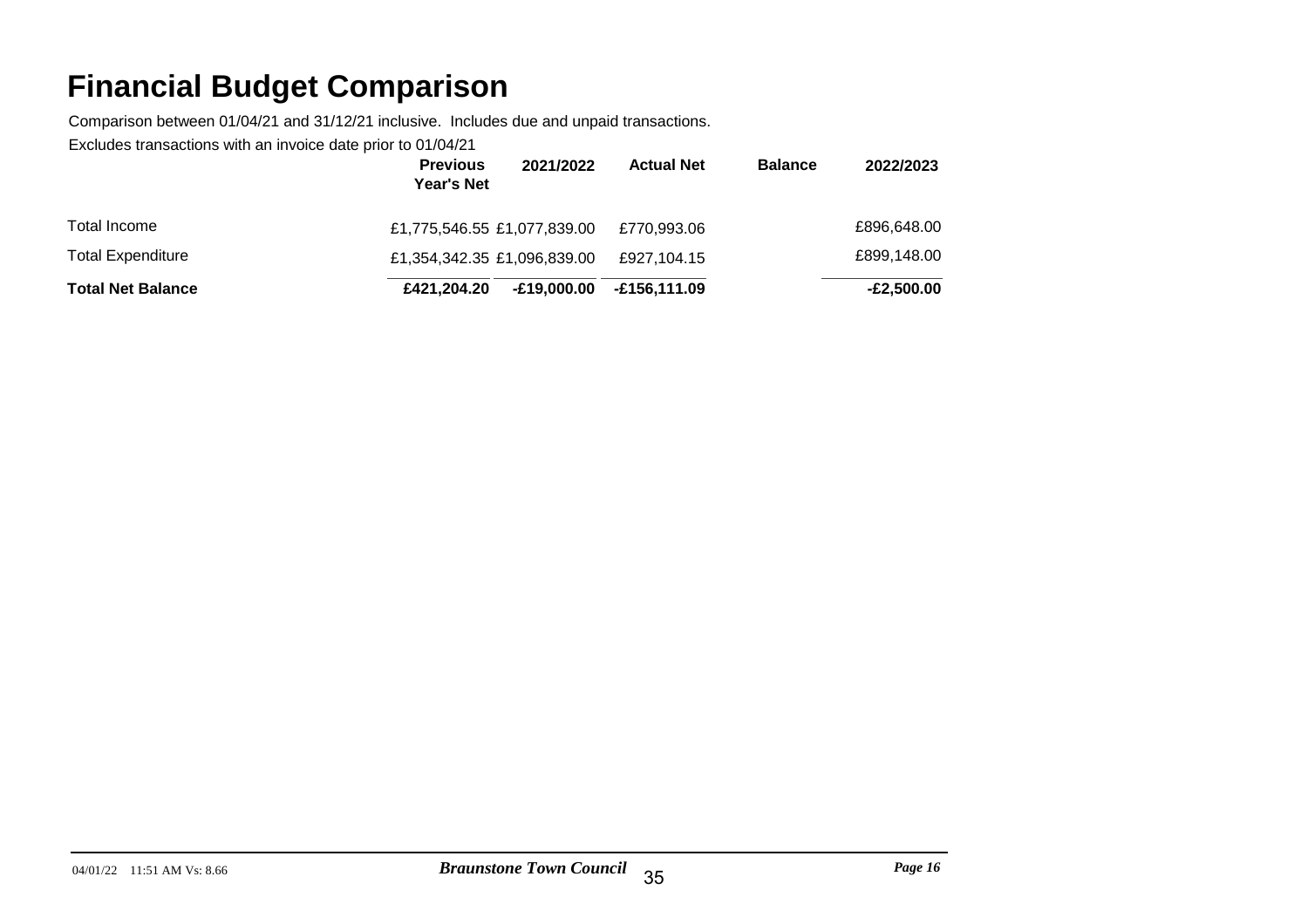# Financial Budget Comparison

Comparison between 01/04/21 and 31/12/21 inclusive. Includes due and unpaid transactions.

Excludes transactions with an invoice date prior to 01/04/21

| | Previous Year's Net | 2021/2022 | Actual Net | Balance | 2022/2023 |
|---|---|---|---|---|---|
| Total Income | £1,775,546.55 | £1,077,839.00 | £770,993.06 | | £896,648.00 |
| Total Expenditure | £1,354,342.35 | £1,096,839.00 | £927,104.15 | | £899,148.00 |
| **Total Net Balance** | **£421,204.20** | **-£19,000.00** | **-£156,111.09** | | **-£2,500.00** |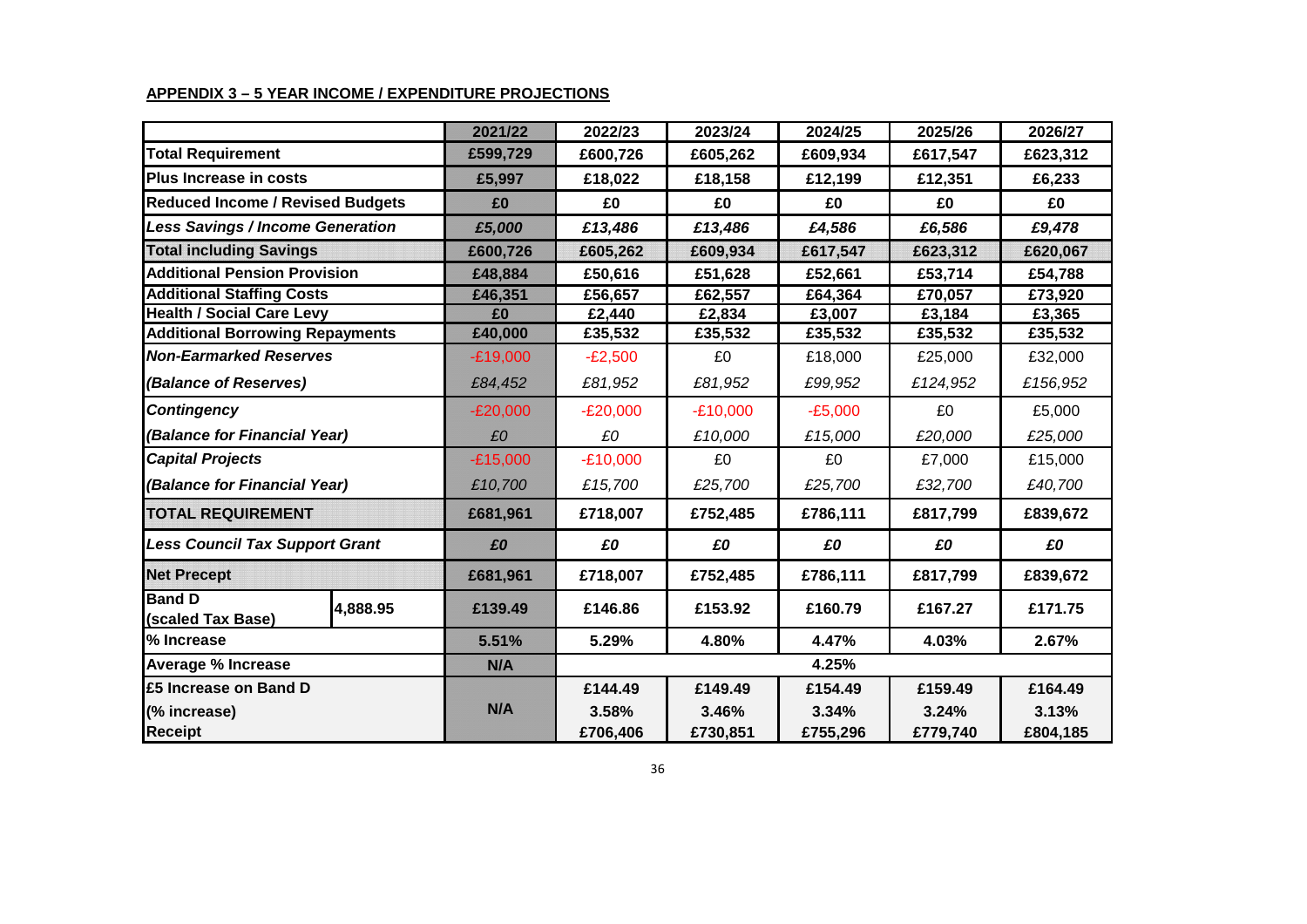**APPENDIX 3 – 5 YEAR INCOME / EXPENDITURE PROJECTIONS**

| | | 2021/22 | 2022/23 | 2023/24 | 2024/25 | 2025/26 | 2026/27 |
|---|---|---|---|---|---|---|---|
| **Total Requirement** | | **£599,729** | **£600,726** | **£605,262** | **£609,934** | **£617,547** | **£623,312** |
| **Plus Increase in costs** | | **£5,997** | **£18,022** | **£18,158** | **£12,199** | **£12,351** | **£6,233** |
| **Reduced Income / Revised Budgets** | | **£0** | **£0** | **£0** | **£0** | **£0** | **£0** |
| ***Less Savings / Income Generation*** | | ***£5,000*** | ***£13,486*** | ***£13,486*** | ***£4,586*** | ***£6,586*** | ***£9,478*** |
| **Total including Savings** | | **£600,726** | **£605,262** | **£609,934** | **£617,547** | **£623,312** | **£620,067** |
| **Additional Pension Provision** | | **£48,884** | **£50,616** | **£51,628** | **£52,661** | **£53,714** | **£54,788** |
| **Additional Staffing Costs** | | **£46,351** | **£56,657** | **£62,557** | **£64,364** | **£70,057** | **£73,920** |
| **Health / Social Care Levy** | | **£0** | **£2,440** | **£2,834** | **£3,007** | **£3,184** | **£3,365** |
| **Additional Borrowing Repayments** | | **£40,000** | **£35,532** | **£35,532** | **£35,532** | **£35,532** | **£35,532** |
| ***Non-Earmarked Reserves*** | | -£19,000 | -£2,500 | £0 | £18,000 | £25,000 | £32,000 |
| ***(Balance of Reserves)*** | | *£84,452* | *£81,952* | *£81,952* | *£99,952* | *£124,952* | *£156,952* |
| ***Contingency*** | | -£20,000 | -£20,000 | -£10,000 | -£5,000 | £0 | £5,000 |
| ***(Balance for Financial Year)*** | | *£0* | *£0* | *£10,000* | *£15,000* | *£20,000* | *£25,000* |
| ***Capital Projects*** | | -£15,000 | -£10,000 | £0 | £0 | £7,000 | £15,000 |
| ***(Balance for Financial Year)*** | | *£10,700* | *£15,700* | *£25,700* | *£25,700* | *£32,700* | *£40,700* |
| **TOTAL REQUIREMENT** | | **£681,961** | **£718,007** | **£752,485** | **£786,111** | **£817,799** | **£839,672** |
| ***Less Council Tax Support Grant*** | | ***£0*** | ***£0*** | ***£0*** | ***£0*** | ***£0*** | ***£0*** |
| **Net Precept** | | **£681,961** | **£718,007** | **£752,485** | **£786,111** | **£817,799** | **£839,672** |
| **Band D (scaled Tax Base)** | **4,888.95** | **£139.49** | **£146.86** | **£153.92** | **£160.79** | **£167.27** | **£171.75** |
| **% Increase** | | **5.51%** | **5.29%** | **4.80%** | **4.47%** | **4.03%** | **2.67%** |
| **Average % Increase** | | **N/A** | **4.25%** | | | | |
| **£5 Increase on Band D** | | | **£144.49** | **£149.49** | **£154.49** | **£159.49** | **£164.49** |
| **(% increase)** | | **N/A** | **3.58%** | **3.46%** | **3.34%** | **3.24%** | **3.13%** |
| **Receipt** | | | **£706,406** | **£730,851** | **£755,296** | **£779,740** | **£804,185** |